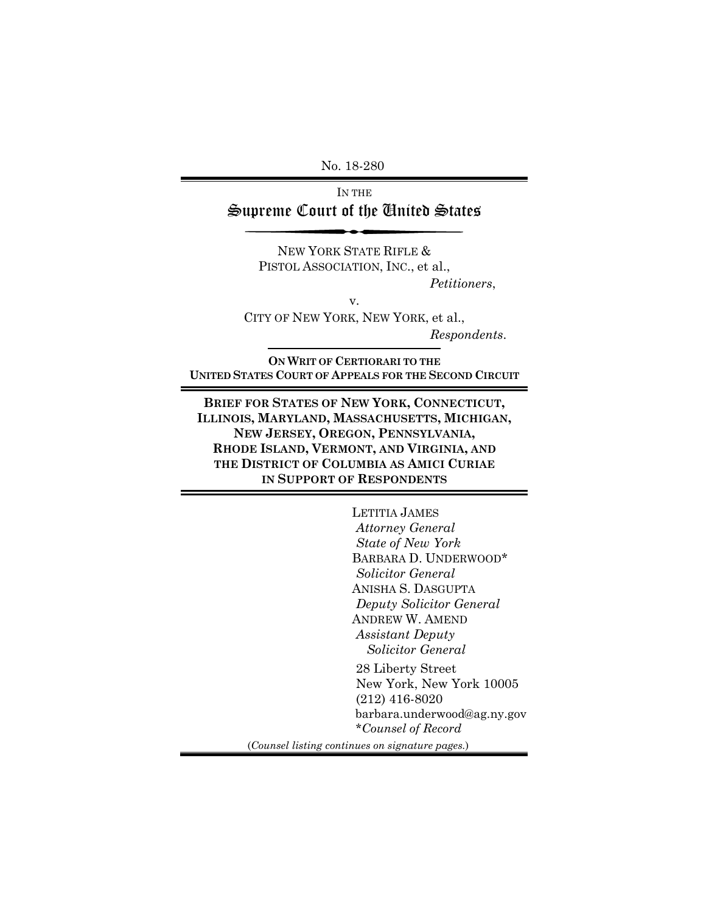No. 18-280

IN THE

# Supreme Court of the United States

NEW YORK STATE RIFLE &
PISTOL ASSOCIATION, INC., et al.,

*Petitioners*,

v.

CITY OF NEW YORK, NEW YORK, et al.,

*Respondents*.

**ON WRIT OF CERTIORARI TO THE UNITED STATES COURT OF APPEALS FOR THE SECOND CIRCUIT**

**BRIEF FOR STATES OF NEW YORK, CONNECTICUT, ILLINOIS, MARYLAND, MASSACHUSETTS, MICHIGAN, NEW JERSEY, OREGON, PENNSYLVANIA, RHODE ISLAND, VERMONT, AND VIRGINIA, AND THE DISTRICT OF COLUMBIA AS AMICI CURIAE IN SUPPORT OF RESPONDENTS**

LETITIA JAMES
*Attorney General*
*State of New York*
BARBARA D. UNDERWOOD*
*Solicitor General*
ANISHA S. DASGUPTA
*Deputy Solicitor General*
ANDREW W. AMEND
*Assistant Deputy Solicitor General*

28 Liberty Street
New York, New York 10005
(212) 416-8020
barbara.underwood@ag.ny.gov
**Counsel of Record*

(*Counsel listing continues on signature pages.*)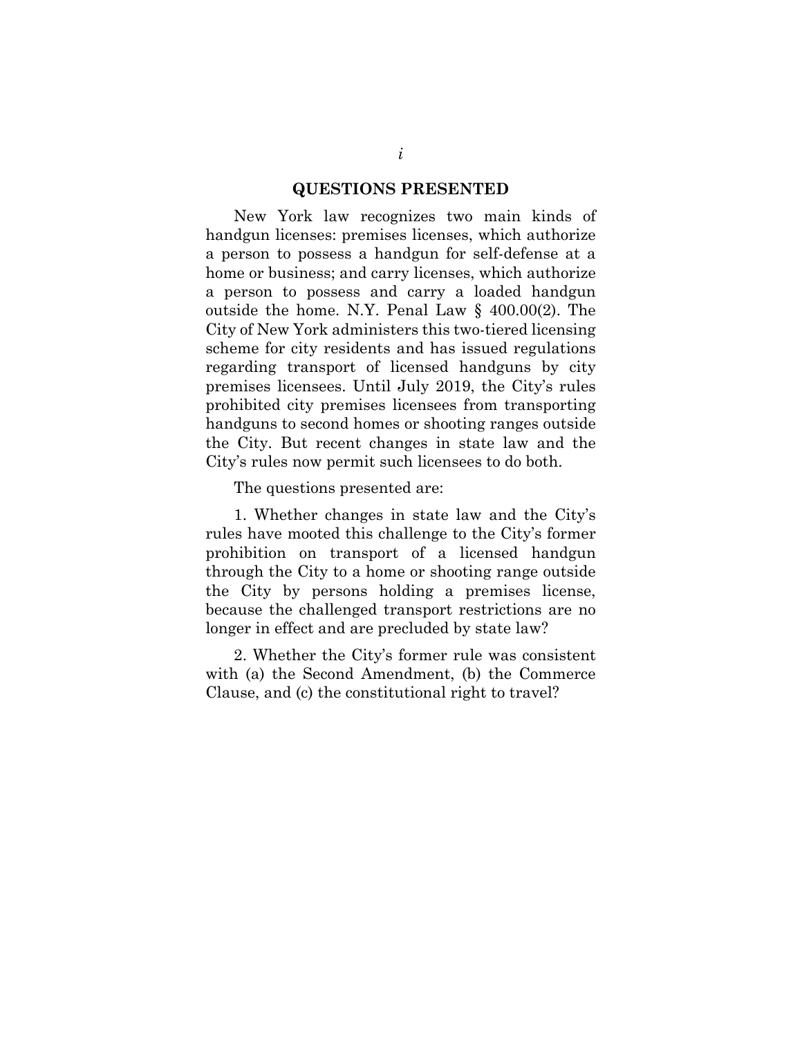## QUESTIONS PRESENTED

New York law recognizes two main kinds of handgun licenses: premises licenses, which authorize a person to possess a handgun for self-defense at a home or business; and carry licenses, which authorize a person to possess and carry a loaded handgun outside the home. N.Y. Penal Law § 400.00(2). The City of New York administers this two-tiered licensing scheme for city residents and has issued regulations regarding transport of licensed handguns by city premises licensees. Until July 2019, the City's rules prohibited city premises licensees from transporting handguns to second homes or shooting ranges outside the City. But recent changes in state law and the City's rules now permit such licensees to do both.

The questions presented are:

1. Whether changes in state law and the City's rules have mooted this challenge to the City's former prohibition on transport of a licensed handgun through the City to a home or shooting range outside the City by persons holding a premises license, because the challenged transport restrictions are no longer in effect and are precluded by state law?

2. Whether the City's former rule was consistent with (a) the Second Amendment, (b) the Commerce Clause, and (c) the constitutional right to travel?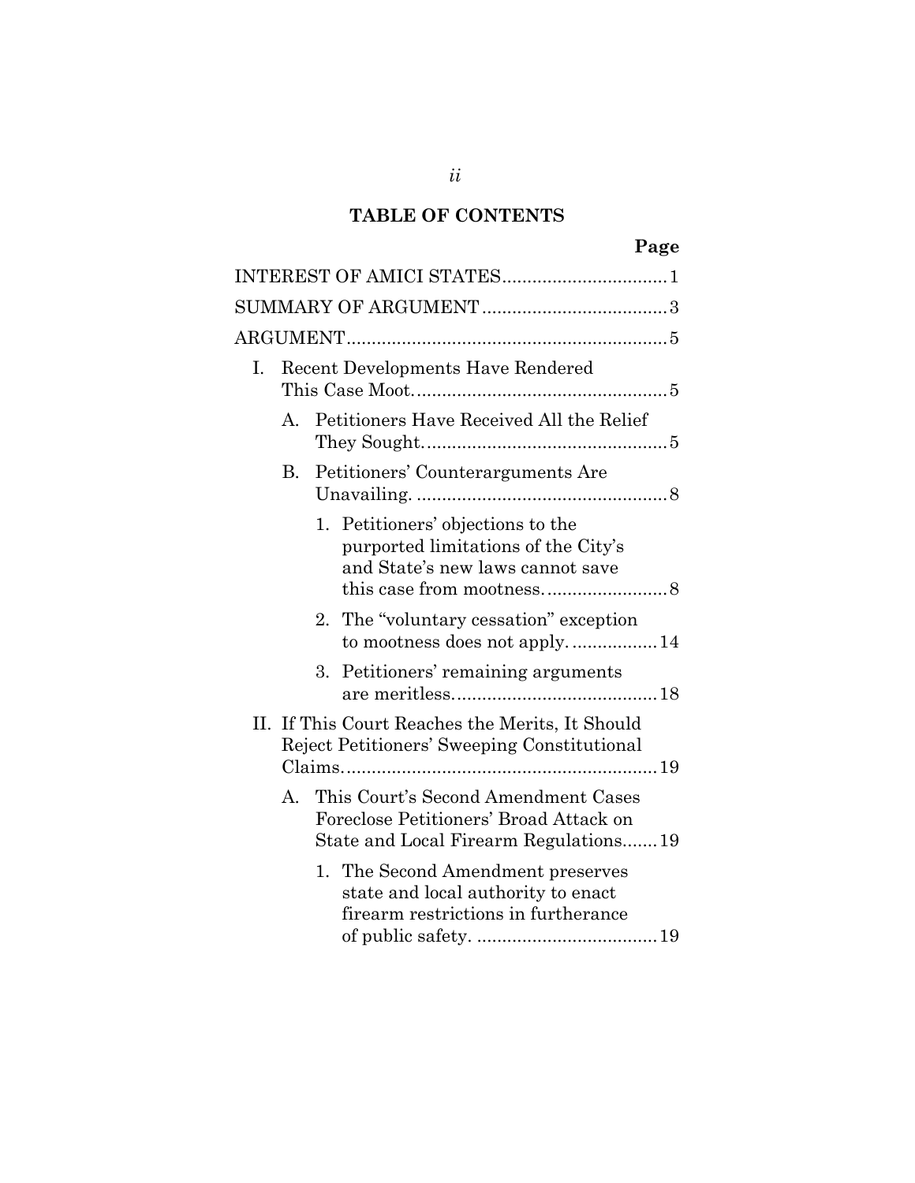## TABLE OF CONTENTS

| | Page |
|---|---|
| INTEREST OF AMICI STATES | 1 |
| SUMMARY OF ARGUMENT | 3 |
| ARGUMENT | 5 |
| I. Recent Developments Have Rendered This Case Moot. | 5 |
| A. Petitioners Have Received All the Relief They Sought. | 5 |
| B. Petitioners' Counterarguments Are Unavailing. | 8 |
| 1. Petitioners' objections to the purported limitations of the City's and State's new laws cannot save this case from mootness. | 8 |
| 2. The "voluntary cessation" exception to mootness does not apply. | 14 |
| 3. Petitioners' remaining arguments are meritless. | 18 |
| II. If This Court Reaches the Merits, It Should Reject Petitioners' Sweeping Constitutional Claims. | 19 |
| A. This Court's Second Amendment Cases Foreclose Petitioners' Broad Attack on State and Local Firearm Regulations | 19 |
| 1. The Second Amendment preserves state and local authority to enact firearm restrictions in furtherance of public safety. | 19 |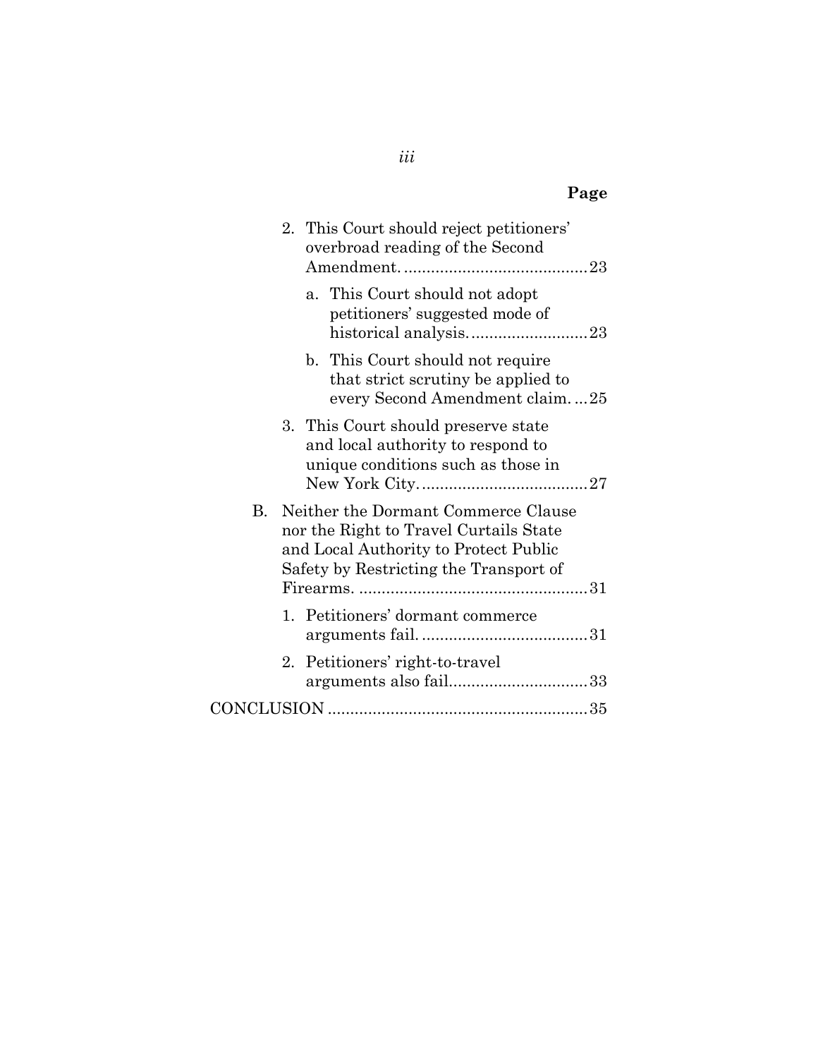| | Page |
|---|---|
| 2. This Court should reject petitioners' overbroad reading of the Second Amendment. | 23 |
| a. This Court should not adopt petitioners' suggested mode of historical analysis. | 23 |
| b. This Court should not require that strict scrutiny be applied to every Second Amendment claim. | 25 |
| 3. This Court should preserve state and local authority to respond to unique conditions such as those in New York City. | 27 |
| B. Neither the Dormant Commerce Clause nor the Right to Travel Curtails State and Local Authority to Protect Public Safety by Restricting the Transport of Firearms. | 31 |
| 1. Petitioners' dormant commerce arguments fail. | 31 |
| 2. Petitioners' right-to-travel arguments also fail. | 33 |
| CONCLUSION | 35 |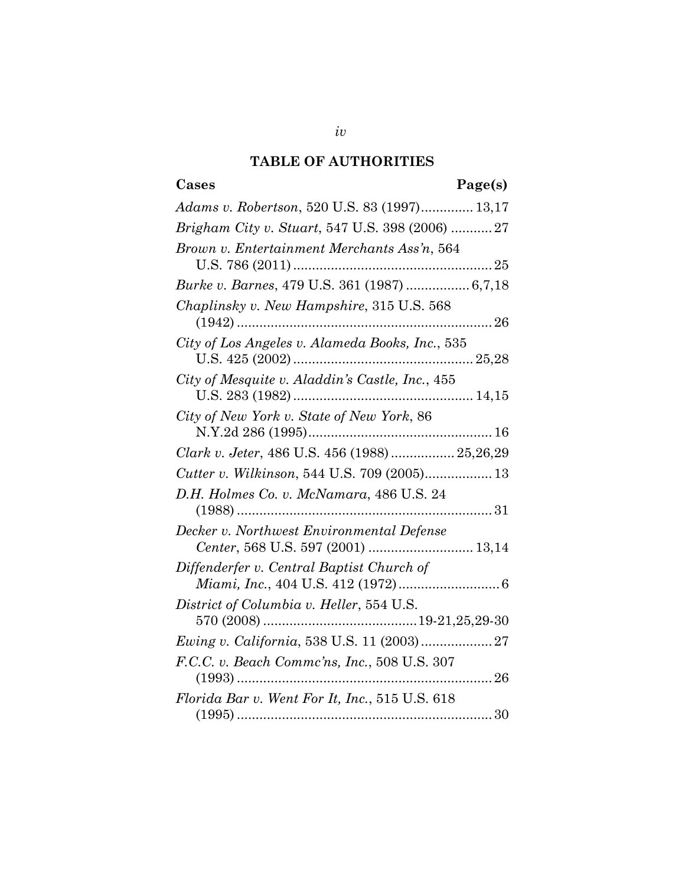## TABLE OF AUTHORITIES

| Cases | Page(s) |
|---|---|
| *Adams v. Robertson*, 520 U.S. 83 (1997) | 13,17 |
| *Brigham City v. Stuart*, 547 U.S. 398 (2006) | 27 |
| *Brown v. Entertainment Merchants Ass'n*, 564 U.S. 786 (2011) | 25 |
| *Burke v. Barnes*, 479 U.S. 361 (1987) | 6,7,18 |
| *Chaplinsky v. New Hampshire*, 315 U.S. 568 (1942) | 26 |
| *City of Los Angeles v. Alameda Books, Inc.*, 535 U.S. 425 (2002) | 25,28 |
| *City of Mesquite v. Aladdin's Castle, Inc.*, 455 U.S. 283 (1982) | 14,15 |
| *City of New York v. State of New York*, 86 N.Y.2d 286 (1995) | 16 |
| *Clark v. Jeter*, 486 U.S. 456 (1988) | 25,26,29 |
| *Cutter v. Wilkinson*, 544 U.S. 709 (2005) | 13 |
| *D.H. Holmes Co. v. McNamara*, 486 U.S. 24 (1988) | 31 |
| *Decker v. Northwest Environmental Defense Center*, 568 U.S. 597 (2001) | 13,14 |
| *Diffenderfer v. Central Baptist Church of Miami, Inc.*, 404 U.S. 412 (1972) | 6 |
| *District of Columbia v. Heller*, 554 U.S. 570 (2008) | 19-21,25,29-30 |
| *Ewing v. California*, 538 U.S. 11 (2003) | 27 |
| *F.C.C. v. Beach Commc'ns, Inc.*, 508 U.S. 307 (1993) | 26 |
| *Florida Bar v. Went For It, Inc.*, 515 U.S. 618 (1995) | 30 |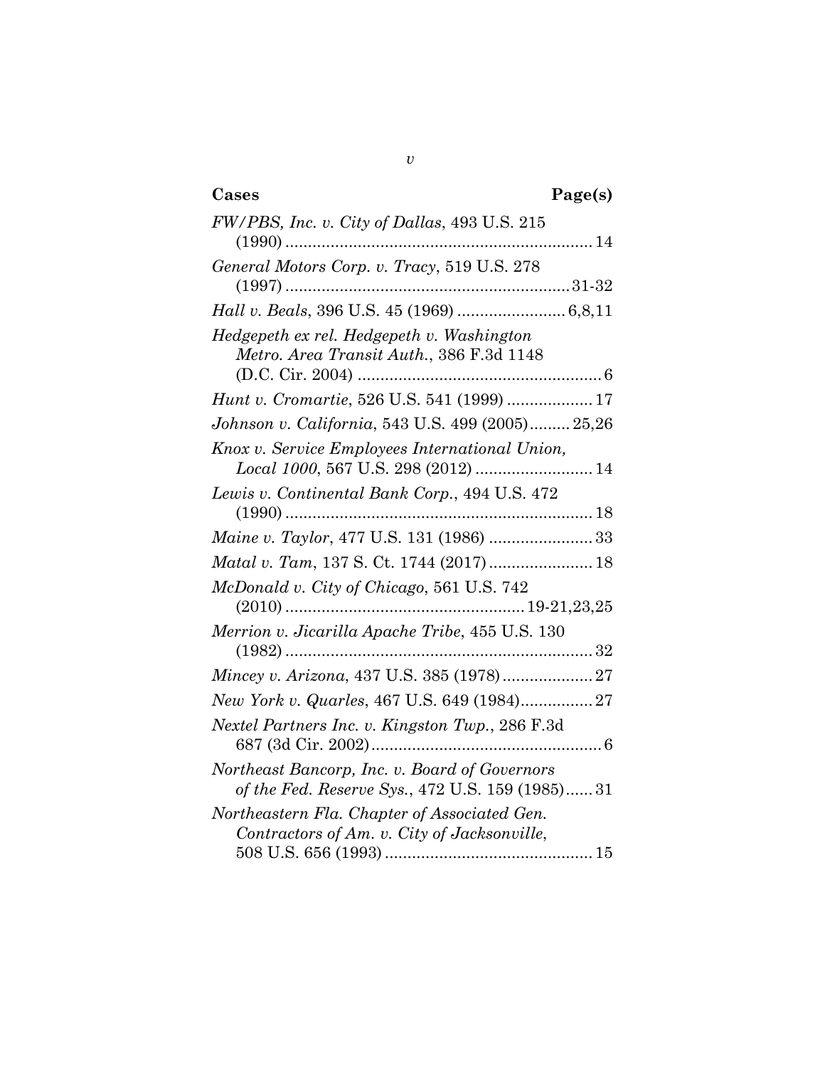| Cases | Page(s) |
|---|---|
| *FW/PBS, Inc. v. City of Dallas*, 493 U.S. 215 (1990) | 14 |
| *General Motors Corp. v. Tracy*, 519 U.S. 278 (1997) | 31-32 |
| *Hall v. Beals*, 396 U.S. 45 (1969) | 6,8,11 |
| *Hedgepeth ex rel. Hedgepeth v. Washington Metro. Area Transit Auth.*, 386 F.3d 1148 (D.C. Cir. 2004) | 6 |
| *Hunt v. Cromartie*, 526 U.S. 541 (1999) | 17 |
| *Johnson v. California*, 543 U.S. 499 (2005) | 25,26 |
| *Knox v. Service Employees International Union, Local 1000*, 567 U.S. 298 (2012) | 14 |
| *Lewis v. Continental Bank Corp.*, 494 U.S. 472 (1990) | 18 |
| *Maine v. Taylor*, 477 U.S. 131 (1986) | 33 |
| *Matal v. Tam*, 137 S. Ct. 1744 (2017) | 18 |
| *McDonald v. City of Chicago*, 561 U.S. 742 (2010) | 19-21,23,25 |
| *Merrion v. Jicarilla Apache Tribe*, 455 U.S. 130 (1982) | 32 |
| *Mincey v. Arizona*, 437 U.S. 385 (1978) | 27 |
| *New York v. Quarles*, 467 U.S. 649 (1984) | 27 |
| *Nextel Partners Inc. v. Kingston Twp.*, 286 F.3d 687 (3d Cir. 2002) | 6 |
| *Northeast Bancorp, Inc. v. Board of Governors of the Fed. Reserve Sys.*, 472 U.S. 159 (1985) | 31 |
| *Northeastern Fla. Chapter of Associated Gen. Contractors of Am. v. City of Jacksonville*, 508 U.S. 656 (1993) | 15 |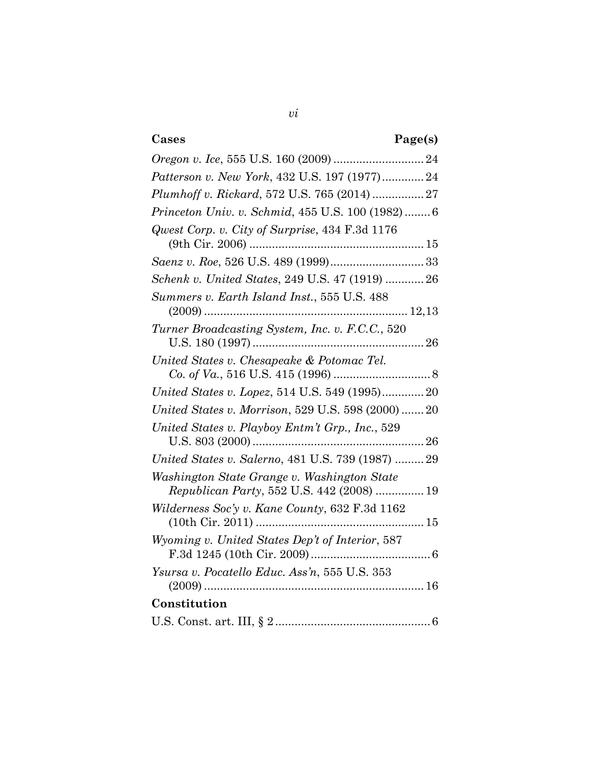| Cases | Page(s) |
|---|---|
| *Oregon v. Ice*, 555 U.S. 160 (2009) | 24 |
| *Patterson v. New York*, 432 U.S. 197 (1977) | 24 |
| *Plumhoff v. Rickard*, 572 U.S. 765 (2014) | 27 |
| *Princeton Univ. v. Schmid*, 455 U.S. 100 (1982) | 6 |
| *Qwest Corp. v. City of Surprise*, 434 F.3d 1176 (9th Cir. 2006) | 15 |
| *Saenz v. Roe*, 526 U.S. 489 (1999) | 33 |
| *Schenk v. United States*, 249 U.S. 47 (1919) | 26 |
| *Summers v. Earth Island Inst.*, 555 U.S. 488 (2009) | 12,13 |
| *Turner Broadcasting System, Inc. v. F.C.C.*, 520 U.S. 180 (1997) | 26 |
| *United States v. Chesapeake & Potomac Tel. Co. of Va.*, 516 U.S. 415 (1996) | 8 |
| *United States v. Lopez*, 514 U.S. 549 (1995) | 20 |
| *United States v. Morrison*, 529 U.S. 598 (2000) | 20 |
| *United States v. Playboy Entm't Grp., Inc.*, 529 U.S. 803 (2000) | 26 |
| *United States v. Salerno*, 481 U.S. 739 (1987) | 29 |
| *Washington State Grange v. Washington State Republican Party*, 552 U.S. 442 (2008) | 19 |
| *Wilderness Soc'y v. Kane County*, 632 F.3d 1162 (10th Cir. 2011) | 15 |
| *Wyoming v. United States Dep't of Interior*, 587 F.3d 1245 (10th Cir. 2009) | 6 |
| *Ysursa v. Pocatello Educ. Ass'n*, 555 U.S. 353 (2009) | 16 |

**Constitution**

| | |
|---|---|
| U.S. Const. art. III, § 2 | 6 |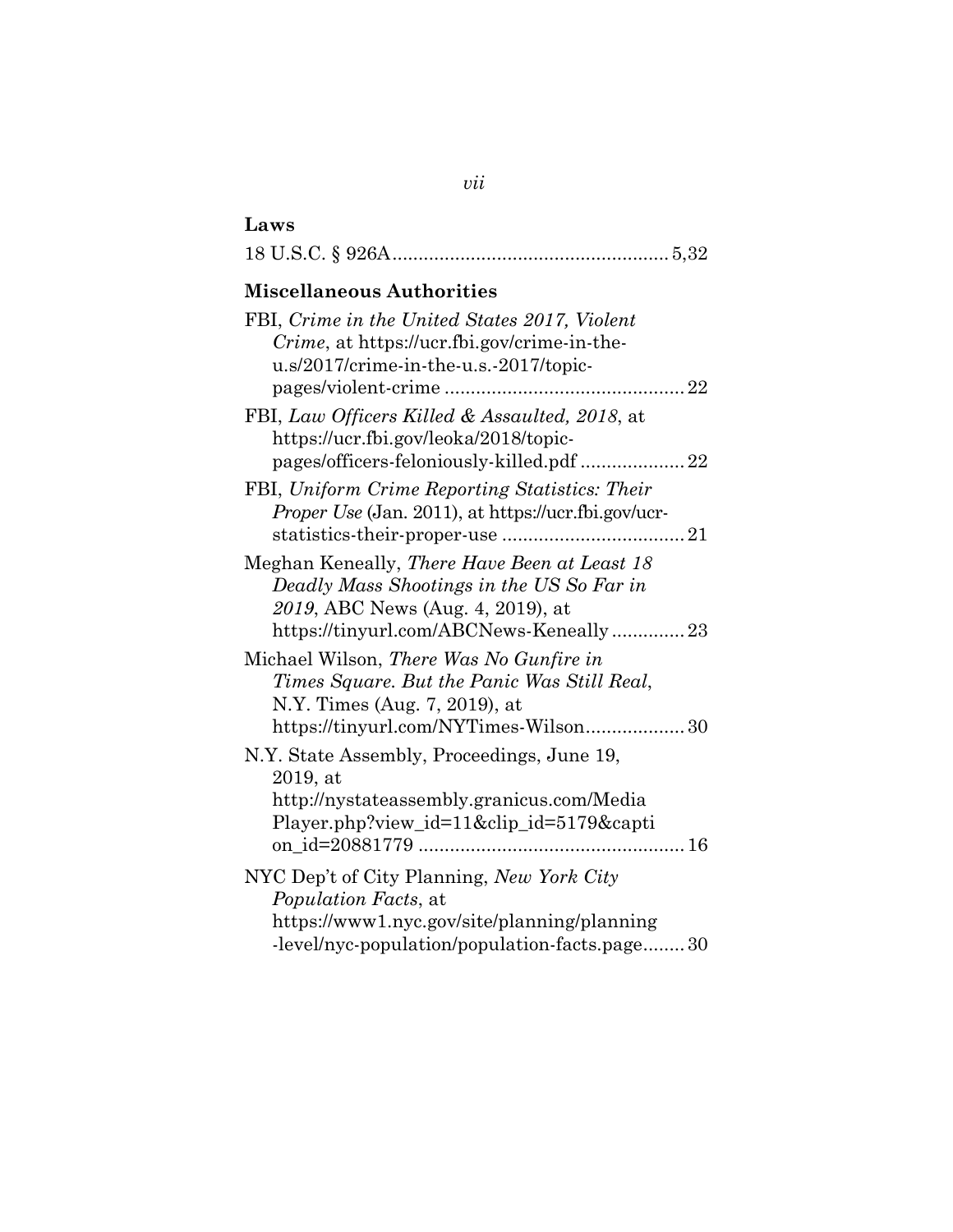**Laws**

18 U.S.C. § 926A .................................................... 5,32

**Miscellaneous Authorities**

FBI, *Crime in the United States 2017, Violent Crime*, at https://ucr.fbi.gov/crime-in-the-u.s/2017/crime-in-the-u.s.-2017/topic-pages/violent-crime ............................................. 22

FBI, *Law Officers Killed & Assaulted, 2018*, at https://ucr.fbi.gov/leoka/2018/topic-pages/officers-feloniously-killed.pdf .................... 22

FBI, *Uniform Crime Reporting Statistics: Their Proper Use* (Jan. 2011), at https://ucr.fbi.gov/ucr-statistics-their-proper-use ................................... 21

Meghan Keneally, *There Have Been at Least 18 Deadly Mass Shootings in the US So Far in 2019*, ABC News (Aug. 4, 2019), at https://tinyurl.com/ABCNews-Keneally .............. 23

Michael Wilson, *There Was No Gunfire in Times Square. But the Panic Was Still Real*, N.Y. Times (Aug. 7, 2019), at https://tinyurl.com/NYTimes-Wilson................... 30

N.Y. State Assembly, Proceedings, June 19, 2019, at http://nystateassembly.granicus.com/MediaPlayer.php?view_id=11&clip_id=5179&caption_id=20881779 .................................................. 16

NYC Dep't of City Planning, *New York City Population Facts*, at https://www1.nyc.gov/site/planning/planning-level/nyc-population/population-facts.page........ 30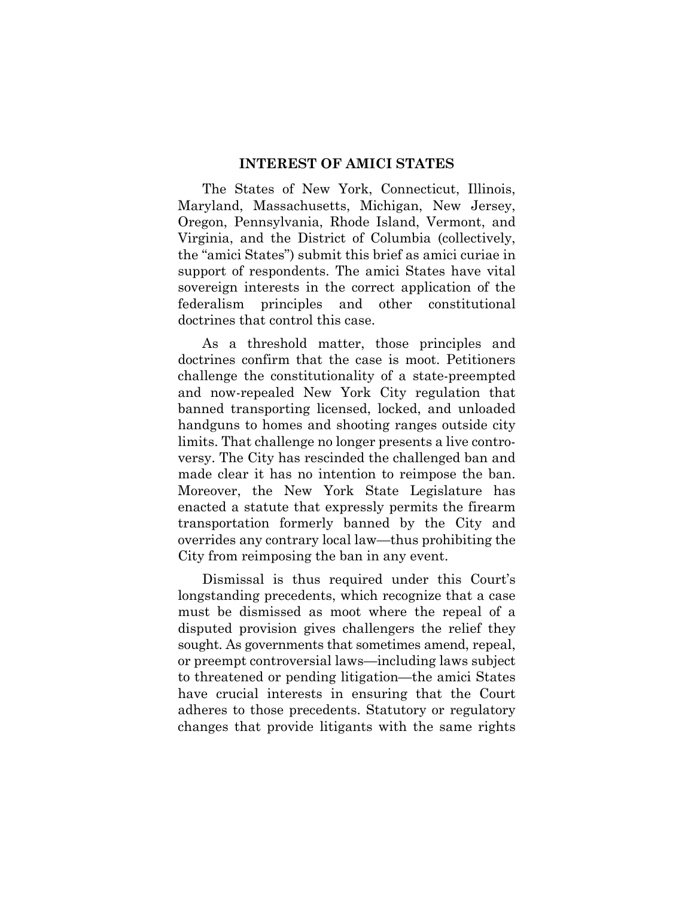## INTEREST OF AMICI STATES

The States of New York, Connecticut, Illinois, Maryland, Massachusetts, Michigan, New Jersey, Oregon, Pennsylvania, Rhode Island, Vermont, and Virginia, and the District of Columbia (collectively, the "amici States") submit this brief as amici curiae in support of respondents. The amici States have vital sovereign interests in the correct application of the federalism principles and other constitutional doctrines that control this case.

As a threshold matter, those principles and doctrines confirm that the case is moot. Petitioners challenge the constitutionality of a state-preempted and now-repealed New York City regulation that banned transporting licensed, locked, and unloaded handguns to homes and shooting ranges outside city limits. That challenge no longer presents a live controversy. The City has rescinded the challenged ban and made clear it has no intention to reimpose the ban. Moreover, the New York State Legislature has enacted a statute that expressly permits the firearm transportation formerly banned by the City and overrides any contrary local law—thus prohibiting the City from reimposing the ban in any event.

Dismissal is thus required under this Court's longstanding precedents, which recognize that a case must be dismissed as moot where the repeal of a disputed provision gives challengers the relief they sought. As governments that sometimes amend, repeal, or preempt controversial laws—including laws subject to threatened or pending litigation—the amici States have crucial interests in ensuring that the Court adheres to those precedents. Statutory or regulatory changes that provide litigants with the same rights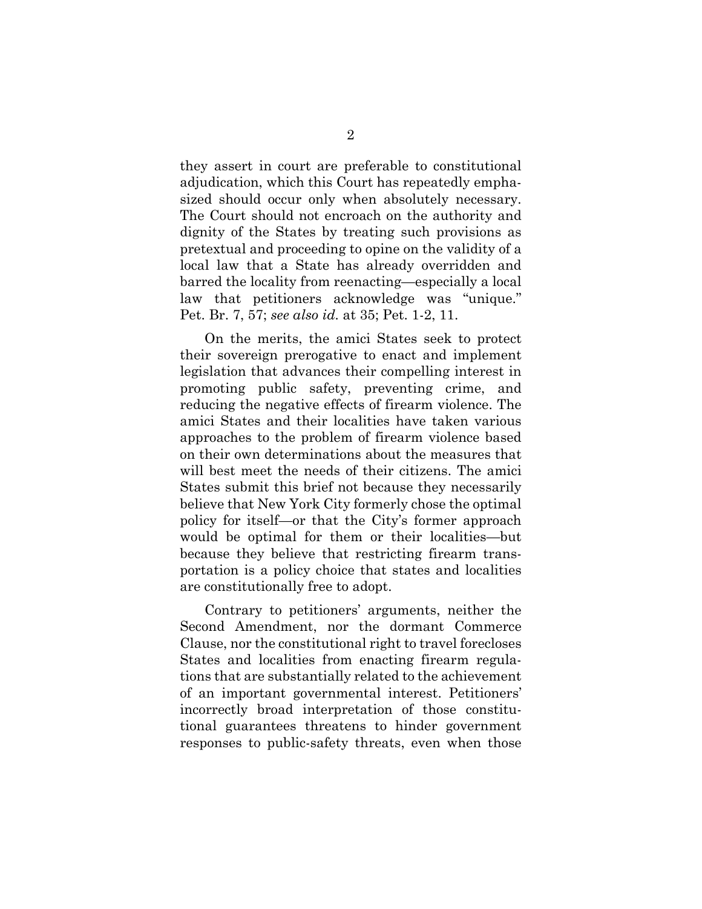they assert in court are preferable to constitutional adjudication, which this Court has repeatedly emphasized should occur only when absolutely necessary. The Court should not encroach on the authority and dignity of the States by treating such provisions as pretextual and proceeding to opine on the validity of a local law that a State has already overridden and barred the locality from reenacting—especially a local law that petitioners acknowledge was "unique." Pet. Br. 7, 57; *see also id.* at 35; Pet. 1-2, 11.

On the merits, the amici States seek to protect their sovereign prerogative to enact and implement legislation that advances their compelling interest in promoting public safety, preventing crime, and reducing the negative effects of firearm violence. The amici States and their localities have taken various approaches to the problem of firearm violence based on their own determinations about the measures that will best meet the needs of their citizens. The amici States submit this brief not because they necessarily believe that New York City formerly chose the optimal policy for itself—or that the City's former approach would be optimal for them or their localities—but because they believe that restricting firearm transportation is a policy choice that states and localities are constitutionally free to adopt.

Contrary to petitioners' arguments, neither the Second Amendment, nor the dormant Commerce Clause, nor the constitutional right to travel forecloses States and localities from enacting firearm regulations that are substantially related to the achievement of an important governmental interest. Petitioners' incorrectly broad interpretation of those constitutional guarantees threatens to hinder government responses to public-safety threats, even when those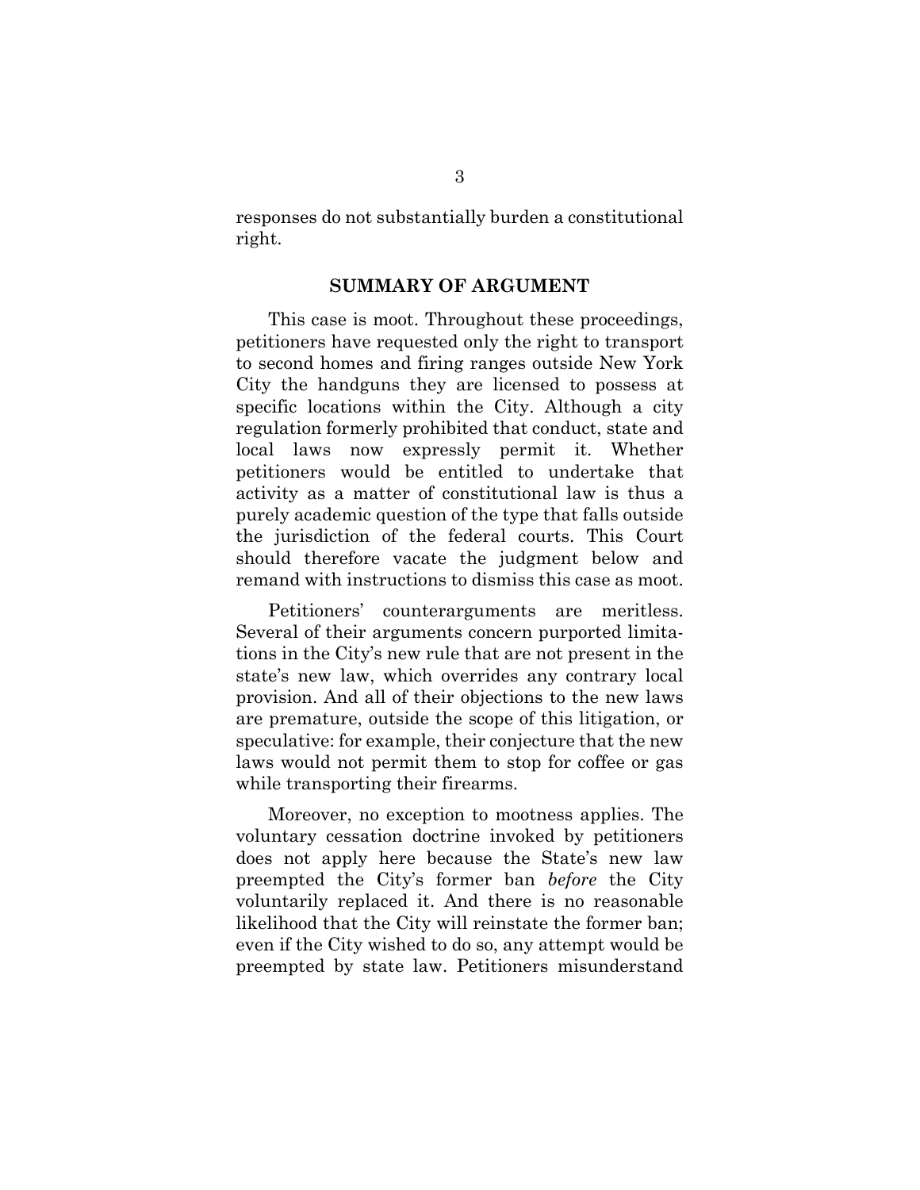responses do not substantially burden a constitutional right.

## SUMMARY OF ARGUMENT

This case is moot. Throughout these proceedings, petitioners have requested only the right to transport to second homes and firing ranges outside New York City the handguns they are licensed to possess at specific locations within the City. Although a city regulation formerly prohibited that conduct, state and local laws now expressly permit it. Whether petitioners would be entitled to undertake that activity as a matter of constitutional law is thus a purely academic question of the type that falls outside the jurisdiction of the federal courts. This Court should therefore vacate the judgment below and remand with instructions to dismiss this case as moot.

Petitioners' counterarguments are meritless. Several of their arguments concern purported limitations in the City's new rule that are not present in the state's new law, which overrides any contrary local provision. And all of their objections to the new laws are premature, outside the scope of this litigation, or speculative: for example, their conjecture that the new laws would not permit them to stop for coffee or gas while transporting their firearms.

Moreover, no exception to mootness applies. The voluntary cessation doctrine invoked by petitioners does not apply here because the State's new law preempted the City's former ban *before* the City voluntarily replaced it. And there is no reasonable likelihood that the City will reinstate the former ban; even if the City wished to do so, any attempt would be preempted by state law. Petitioners misunderstand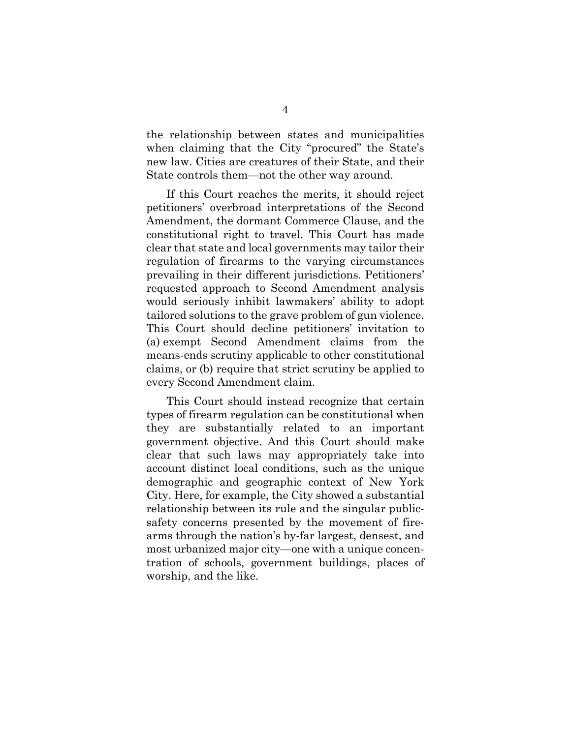the relationship between states and municipalities when claiming that the City "procured" the State's new law. Cities are creatures of their State, and their State controls them—not the other way around.

If this Court reaches the merits, it should reject petitioners' overbroad interpretations of the Second Amendment, the dormant Commerce Clause, and the constitutional right to travel. This Court has made clear that state and local governments may tailor their regulation of firearms to the varying circumstances prevailing in their different jurisdictions. Petitioners' requested approach to Second Amendment analysis would seriously inhibit lawmakers' ability to adopt tailored solutions to the grave problem of gun violence. This Court should decline petitioners' invitation to (a) exempt Second Amendment claims from the means-ends scrutiny applicable to other constitutional claims, or (b) require that strict scrutiny be applied to every Second Amendment claim.

This Court should instead recognize that certain types of firearm regulation can be constitutional when they are substantially related to an important government objective. And this Court should make clear that such laws may appropriately take into account distinct local conditions, such as the unique demographic and geographic context of New York City. Here, for example, the City showed a substantial relationship between its rule and the singular public-safety concerns presented by the movement of firearms through the nation's by-far largest, densest, and most urbanized major city—one with a unique concentration of schools, government buildings, places of worship, and the like.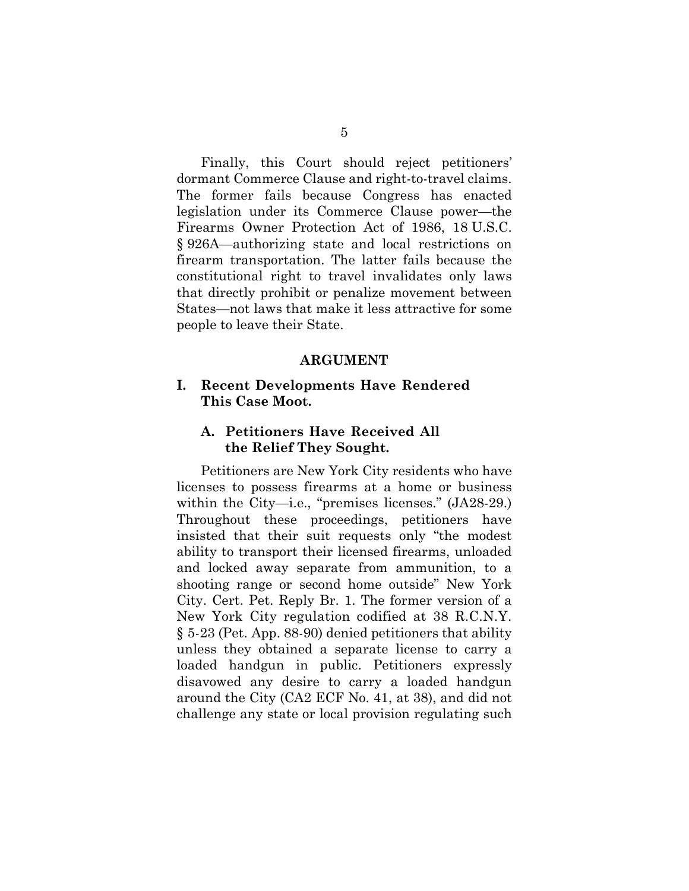Finally, this Court should reject petitioners' dormant Commerce Clause and right-to-travel claims. The former fails because Congress has enacted legislation under its Commerce Clause power—the Firearms Owner Protection Act of 1986, 18 U.S.C. § 926A—authorizing state and local restrictions on firearm transportation. The latter fails because the constitutional right to travel invalidates only laws that directly prohibit or penalize movement between States—not laws that make it less attractive for some people to leave their State.

## ARGUMENT

### I. Recent Developments Have Rendered This Case Moot.

#### A. Petitioners Have Received All the Relief They Sought.

Petitioners are New York City residents who have licenses to possess firearms at a home or business within the City—i.e., "premises licenses." (JA28-29.) Throughout these proceedings, petitioners have insisted that their suit requests only "the modest ability to transport their licensed firearms, unloaded and locked away separate from ammunition, to a shooting range or second home outside" New York City. Cert. Pet. Reply Br. 1. The former version of a New York City regulation codified at 38 R.C.N.Y. § 5-23 (Pet. App. 88-90) denied petitioners that ability unless they obtained a separate license to carry a loaded handgun in public. Petitioners expressly disavowed any desire to carry a loaded handgun around the City (CA2 ECF No. 41, at 38), and did not challenge any state or local provision regulating such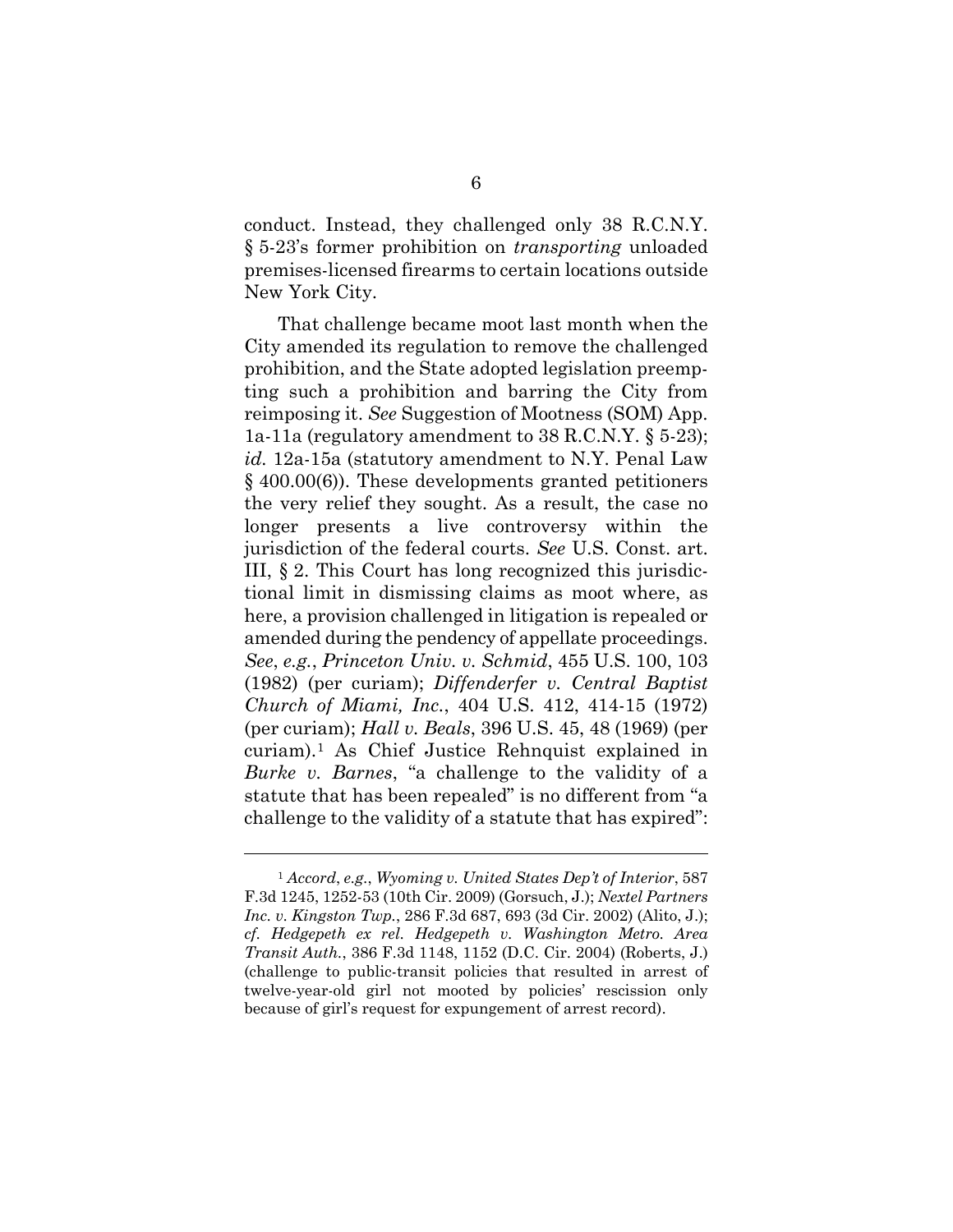conduct. Instead, they challenged only 38 R.C.N.Y. § 5-23's former prohibition on *transporting* unloaded premises-licensed firearms to certain locations outside New York City.

That challenge became moot last month when the City amended its regulation to remove the challenged prohibition, and the State adopted legislation preempting such a prohibition and barring the City from reimposing it. *See* Suggestion of Mootness (SOM) App. 1a-11a (regulatory amendment to 38 R.C.N.Y. § 5-23); *id.* 12a-15a (statutory amendment to N.Y. Penal Law § 400.00(6)). These developments granted petitioners the very relief they sought. As a result, the case no longer presents a live controversy within the jurisdiction of the federal courts. *See* U.S. Const. art. III, § 2. This Court has long recognized this jurisdictional limit in dismissing claims as moot where, as here, a provision challenged in litigation is repealed or amended during the pendency of appellate proceedings. *See*, *e.g.*, *Princeton Univ. v. Schmid*, 455 U.S. 100, 103 (1982) (per curiam); *Diffenderfer v. Central Baptist Church of Miami, Inc.*, 404 U.S. 412, 414-15 (1972) (per curiam); *Hall v. Beals*, 396 U.S. 45, 48 (1969) (per curiam).[1] As Chief Justice Rehnquist explained in *Burke v. Barnes*, "a challenge to the validity of a statute that has been repealed" is no different from "a challenge to the validity of a statute that has expired":

---

[1] *Accord*, *e.g.*, *Wyoming v. United States Dep't of Interior*, 587 F.3d 1245, 1252-53 (10th Cir. 2009) (Gorsuch, J.); *Nextel Partners Inc. v. Kingston Twp.*, 286 F.3d 687, 693 (3d Cir. 2002) (Alito, J.); *cf. Hedgepeth ex rel. Hedgepeth v. Washington Metro. Area Transit Auth.*, 386 F.3d 1148, 1152 (D.C. Cir. 2004) (Roberts, J.) (challenge to public-transit policies that resulted in arrest of twelve-year-old girl not mooted by policies' rescission only because of girl's request for expungement of arrest record).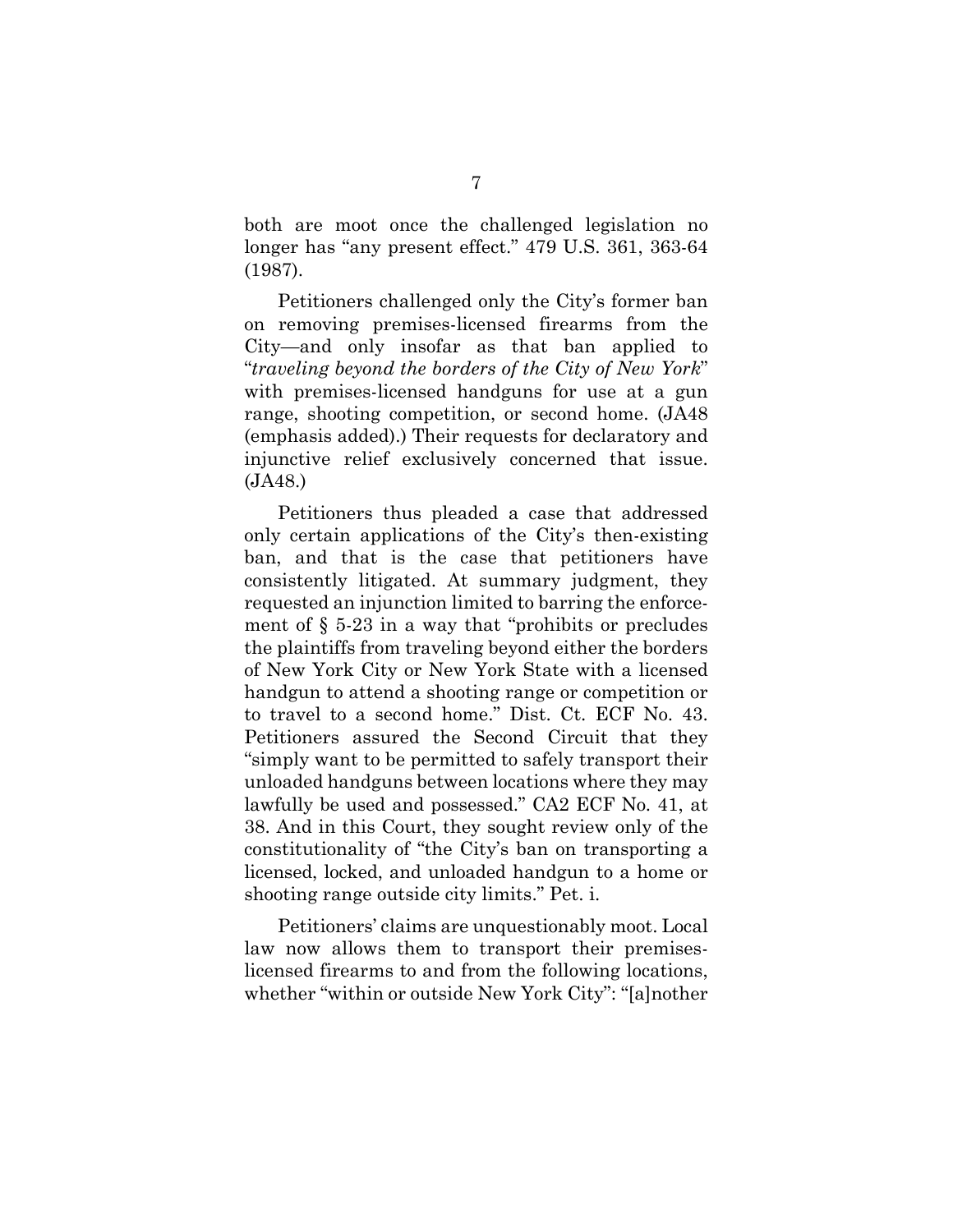both are moot once the challenged legislation no longer has "any present effect." 479 U.S. 361, 363-64 (1987).

Petitioners challenged only the City's former ban on removing premises-licensed firearms from the City—and only insofar as that ban applied to "*traveling beyond the borders of the City of New York*" with premises-licensed handguns for use at a gun range, shooting competition, or second home. (JA48 (emphasis added).) Their requests for declaratory and injunctive relief exclusively concerned that issue. (JA48.)

Petitioners thus pleaded a case that addressed only certain applications of the City's then-existing ban, and that is the case that petitioners have consistently litigated. At summary judgment, they requested an injunction limited to barring the enforcement of § 5-23 in a way that "prohibits or precludes the plaintiffs from traveling beyond either the borders of New York City or New York State with a licensed handgun to attend a shooting range or competition or to travel to a second home." Dist. Ct. ECF No. 43. Petitioners assured the Second Circuit that they "simply want to be permitted to safely transport their unloaded handguns between locations where they may lawfully be used and possessed." CA2 ECF No. 41, at 38. And in this Court, they sought review only of the constitutionality of "the City's ban on transporting a licensed, locked, and unloaded handgun to a home or shooting range outside city limits." Pet. i.

Petitioners' claims are unquestionably moot. Local law now allows them to transport their premises-licensed firearms to and from the following locations, whether "within or outside New York City": "[a]nother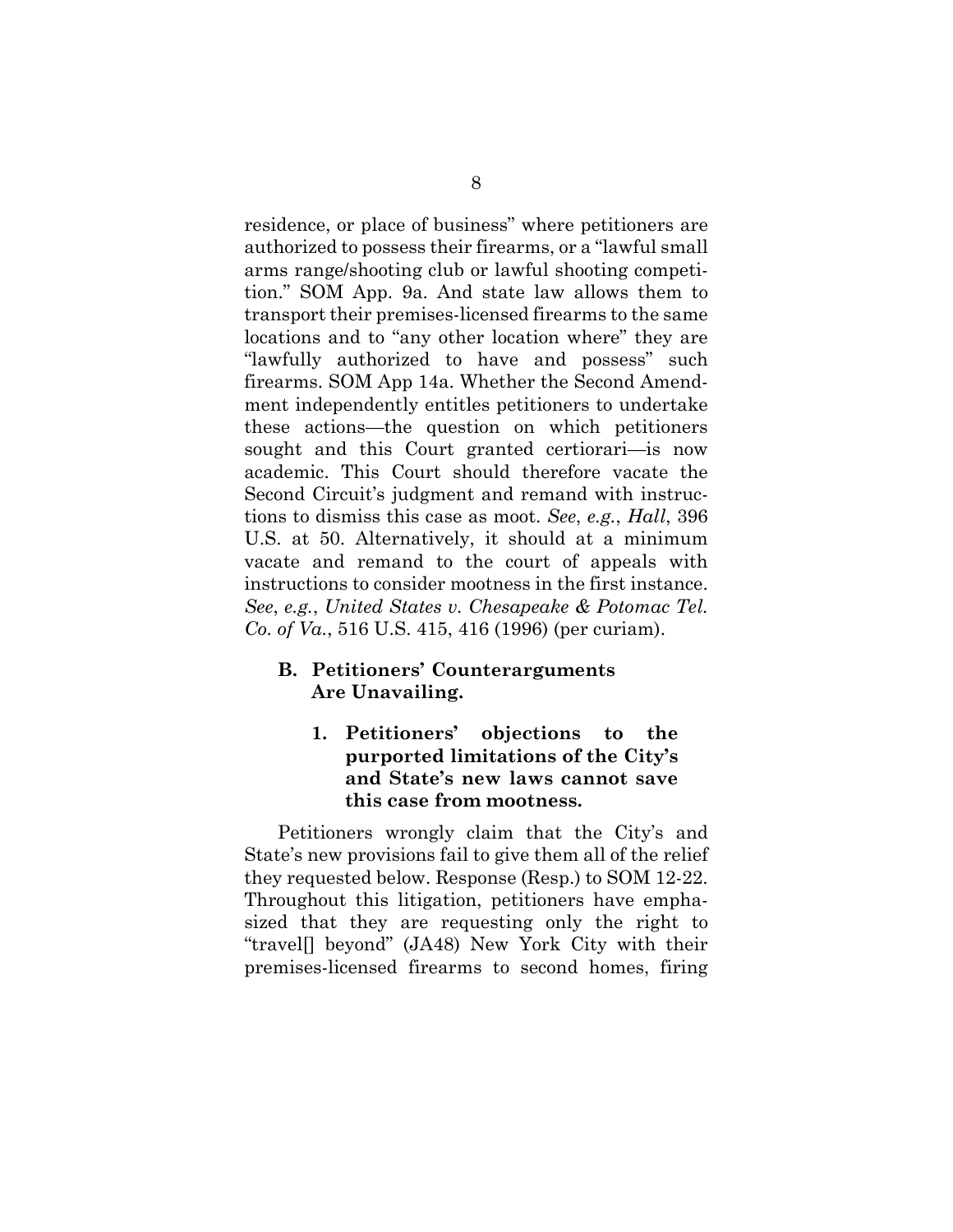residence, or place of business" where petitioners are authorized to possess their firearms, or a "lawful small arms range/shooting club or lawful shooting competition." SOM App. 9a. And state law allows them to transport their premises-licensed firearms to the same locations and to "any other location where" they are "lawfully authorized to have and possess" such firearms. SOM App 14a. Whether the Second Amendment independently entitles petitioners to undertake these actions—the question on which petitioners sought and this Court granted certiorari—is now academic. This Court should therefore vacate the Second Circuit's judgment and remand with instructions to dismiss this case as moot. *See*, *e.g.*, *Hall*, 396 U.S. at 50. Alternatively, it should at a minimum vacate and remand to the court of appeals with instructions to consider mootness in the first instance. *See*, *e.g.*, *United States v. Chesapeake & Potomac Tel. Co. of Va.*, 516 U.S. 415, 416 (1996) (per curiam).

### B. Petitioners' Counterarguments Are Unavailing.

#### 1. Petitioners' objections to the purported limitations of the City's and State's new laws cannot save this case from mootness.

Petitioners wrongly claim that the City's and State's new provisions fail to give them all of the relief they requested below. Response (Resp.) to SOM 12-22. Throughout this litigation, petitioners have emphasized that they are requesting only the right to "travel[] beyond" (JA48) New York City with their premises-licensed firearms to second homes, firing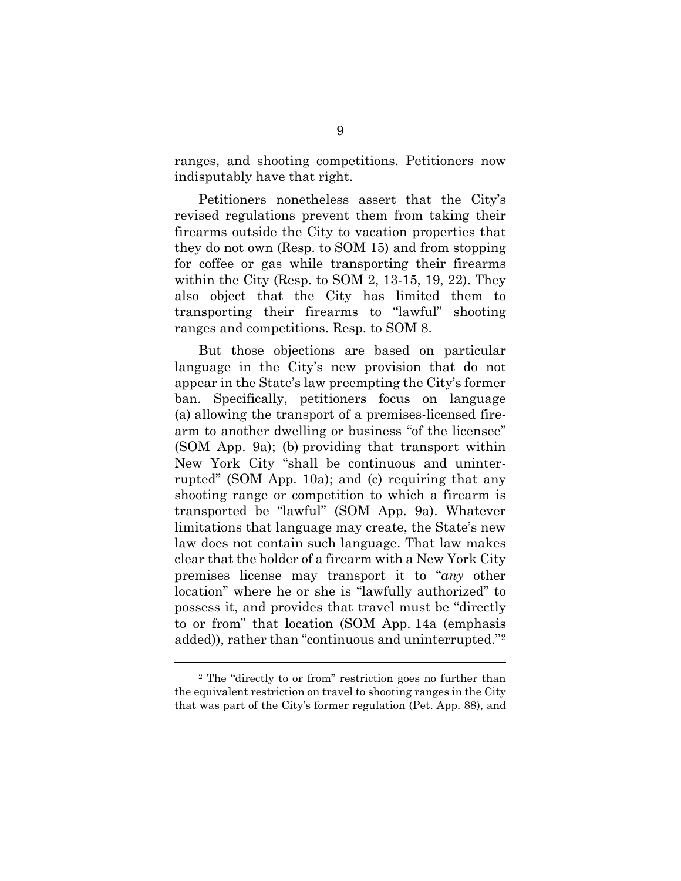ranges, and shooting competitions. Petitioners now indisputably have that right.

Petitioners nonetheless assert that the City's revised regulations prevent them from taking their firearms outside the City to vacation properties that they do not own (Resp. to SOM 15) and from stopping for coffee or gas while transporting their firearms within the City (Resp. to SOM 2, 13-15, 19, 22). They also object that the City has limited them to transporting their firearms to "lawful" shooting ranges and competitions. Resp. to SOM 8.

But those objections are based on particular language in the City's new provision that do not appear in the State's law preempting the City's former ban. Specifically, petitioners focus on language (a) allowing the transport of a premises-licensed firearm to another dwelling or business "of the licensee" (SOM App. 9a); (b) providing that transport within New York City "shall be continuous and uninterrupted" (SOM App. 10a); and (c) requiring that any shooting range or competition to which a firearm is transported be "lawful" (SOM App. 9a). Whatever limitations that language may create, the State's new law does not contain such language. That law makes clear that the holder of a firearm with a New York City premises license may transport it to "*any* other location" where he or she is "lawfully authorized" to possess it, and provides that travel must be "directly to or from" that location (SOM App. 14a (emphasis added)), rather than "continuous and uninterrupted."[2]

[2] The "directly to or from" restriction goes no further than the equivalent restriction on travel to shooting ranges in the City that was part of the City's former regulation (Pet. App. 88), and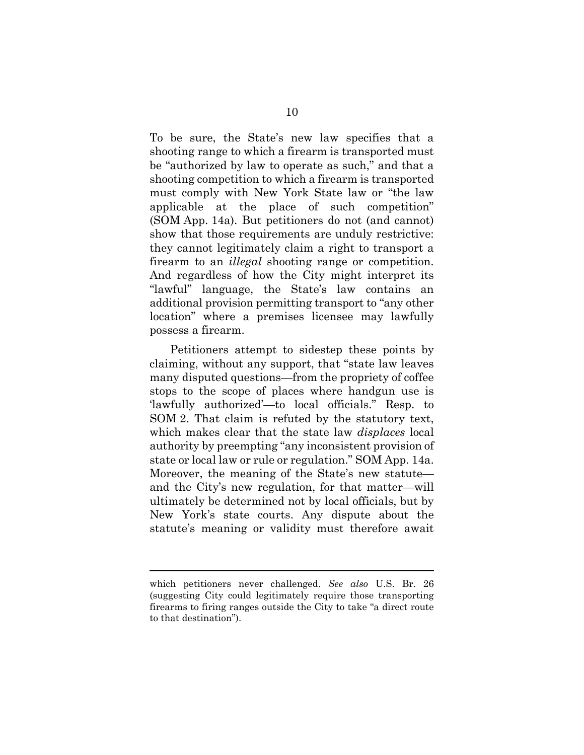To be sure, the State's new law specifies that a shooting range to which a firearm is transported must be "authorized by law to operate as such," and that a shooting competition to which a firearm is transported must comply with New York State law or "the law applicable at the place of such competition" (SOM App. 14a). But petitioners do not (and cannot) show that those requirements are unduly restrictive: they cannot legitimately claim a right to transport a firearm to an *illegal* shooting range or competition. And regardless of how the City might interpret its "lawful" language, the State's law contains an additional provision permitting transport to "any other location" where a premises licensee may lawfully possess a firearm.

Petitioners attempt to sidestep these points by claiming, without any support, that "state law leaves many disputed questions—from the propriety of coffee stops to the scope of places where handgun use is 'lawfully authorized'—to local officials." Resp. to SOM 2. That claim is refuted by the statutory text, which makes clear that the state law *displaces* local authority by preempting "any inconsistent provision of state or local law or rule or regulation." SOM App. 14a. Moreover, the meaning of the State's new statute—and the City's new regulation, for that matter—will ultimately be determined not by local officials, but by New York's state courts. Any dispute about the statute's meaning or validity must therefore await

---

which petitioners never challenged. *See also* U.S. Br. 26 (suggesting City could legitimately require those transporting firearms to firing ranges outside the City to take "a direct route to that destination").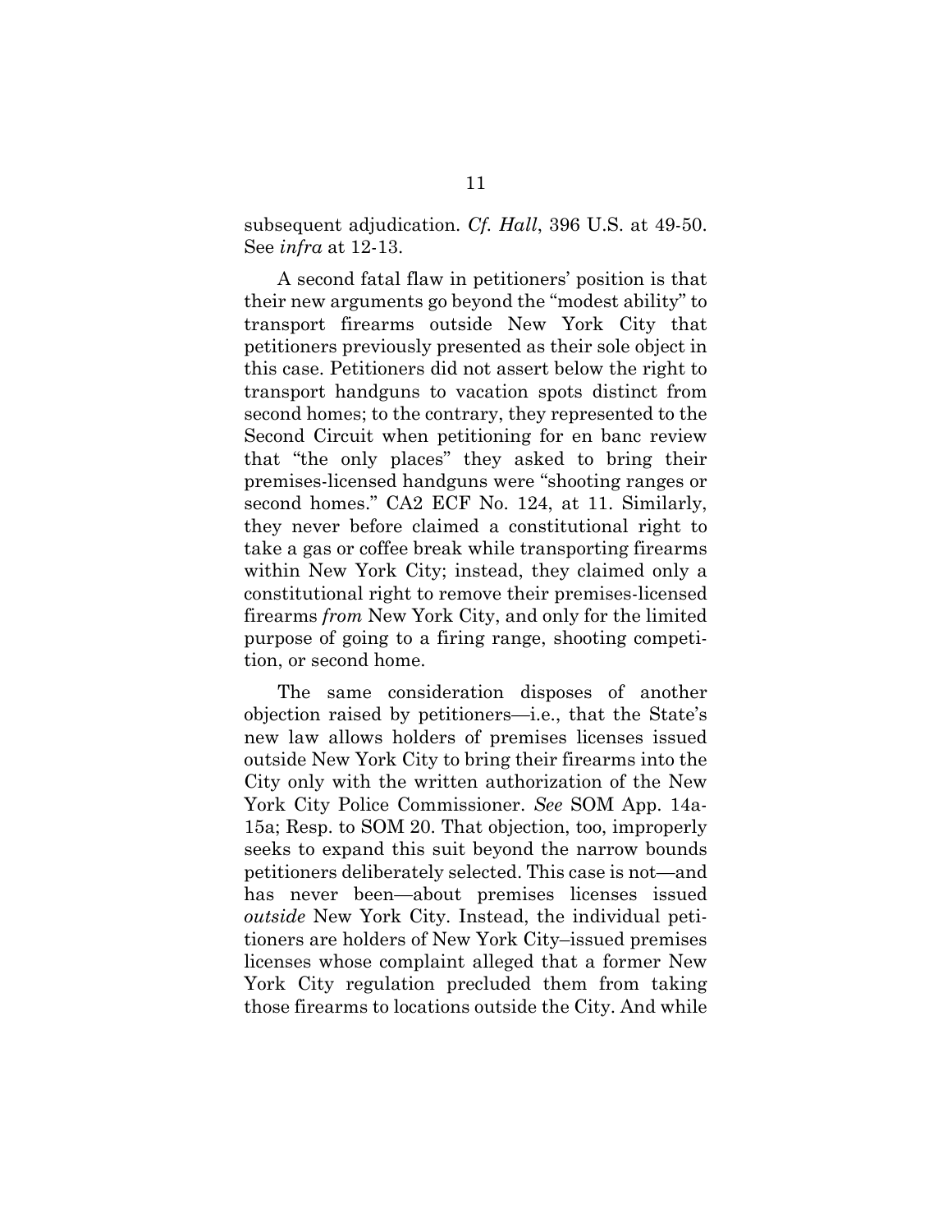subsequent adjudication. *Cf. Hall*, 396 U.S. at 49-50. See *infra* at 12-13.

A second fatal flaw in petitioners' position is that their new arguments go beyond the "modest ability" to transport firearms outside New York City that petitioners previously presented as their sole object in this case. Petitioners did not assert below the right to transport handguns to vacation spots distinct from second homes; to the contrary, they represented to the Second Circuit when petitioning for en banc review that "the only places" they asked to bring their premises-licensed handguns were "shooting ranges or second homes." CA2 ECF No. 124, at 11. Similarly, they never before claimed a constitutional right to take a gas or coffee break while transporting firearms within New York City; instead, they claimed only a constitutional right to remove their premises-licensed firearms *from* New York City, and only for the limited purpose of going to a firing range, shooting competition, or second home.

The same consideration disposes of another objection raised by petitioners—i.e., that the State's new law allows holders of premises licenses issued outside New York City to bring their firearms into the City only with the written authorization of the New York City Police Commissioner. *See* SOM App. 14a-15a; Resp. to SOM 20. That objection, too, improperly seeks to expand this suit beyond the narrow bounds petitioners deliberately selected. This case is not—and has never been—about premises licenses issued *outside* New York City. Instead, the individual petitioners are holders of New York City–issued premises licenses whose complaint alleged that a former New York City regulation precluded them from taking those firearms to locations outside the City. And while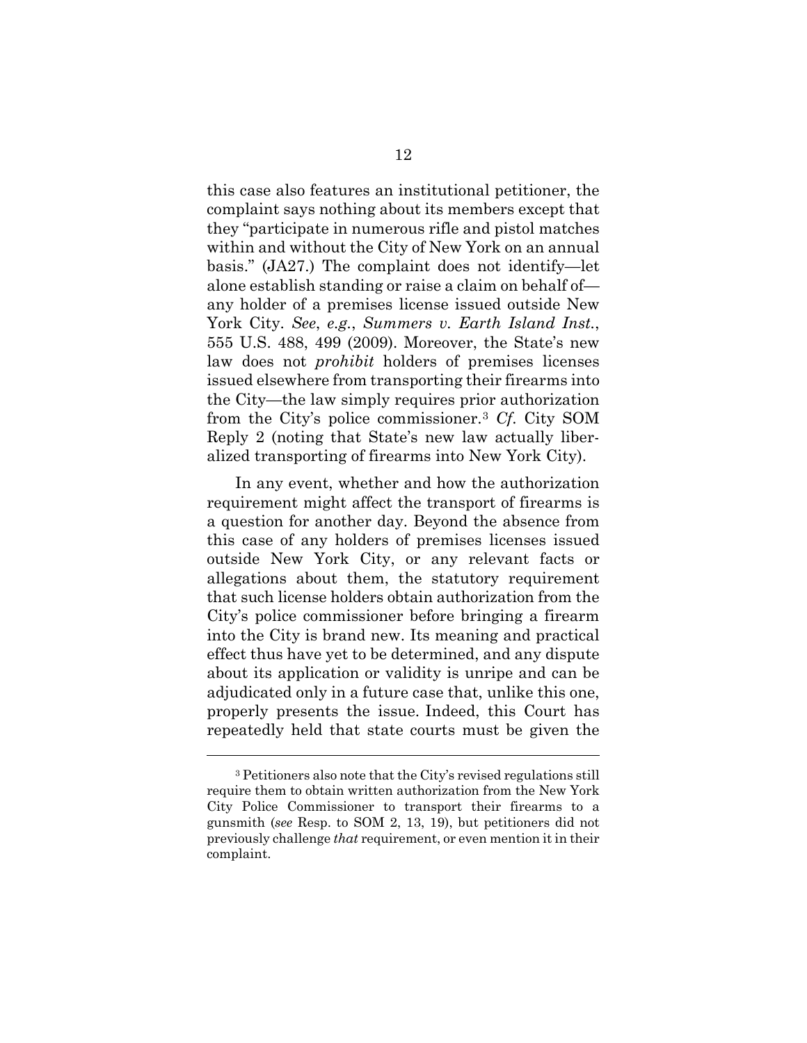this case also features an institutional petitioner, the complaint says nothing about its members except that they "participate in numerous rifle and pistol matches within and without the City of New York on an annual basis." (JA27.) The complaint does not identify—let alone establish standing or raise a claim on behalf of—any holder of a premises license issued outside New York City. *See*, *e.g.*, *Summers v. Earth Island Inst.*, 555 U.S. 488, 499 (2009). Moreover, the State's new law does not *prohibit* holders of premises licenses issued elsewhere from transporting their firearms into the City—the law simply requires prior authorization from the City's police commissioner.[3] *Cf.* City SOM Reply 2 (noting that State's new law actually liberalized transporting of firearms into New York City).

In any event, whether and how the authorization requirement might affect the transport of firearms is a question for another day. Beyond the absence from this case of any holders of premises licenses issued outside New York City, or any relevant facts or allegations about them, the statutory requirement that such license holders obtain authorization from the City's police commissioner before bringing a firearm into the City is brand new. Its meaning and practical effect thus have yet to be determined, and any dispute about its application or validity is unripe and can be adjudicated only in a future case that, unlike this one, properly presents the issue. Indeed, this Court has repeatedly held that state courts must be given the

---

[3] Petitioners also note that the City's revised regulations still require them to obtain written authorization from the New York City Police Commissioner to transport their firearms to a gunsmith (*see* Resp. to SOM 2, 13, 19), but petitioners did not previously challenge *that* requirement, or even mention it in their complaint.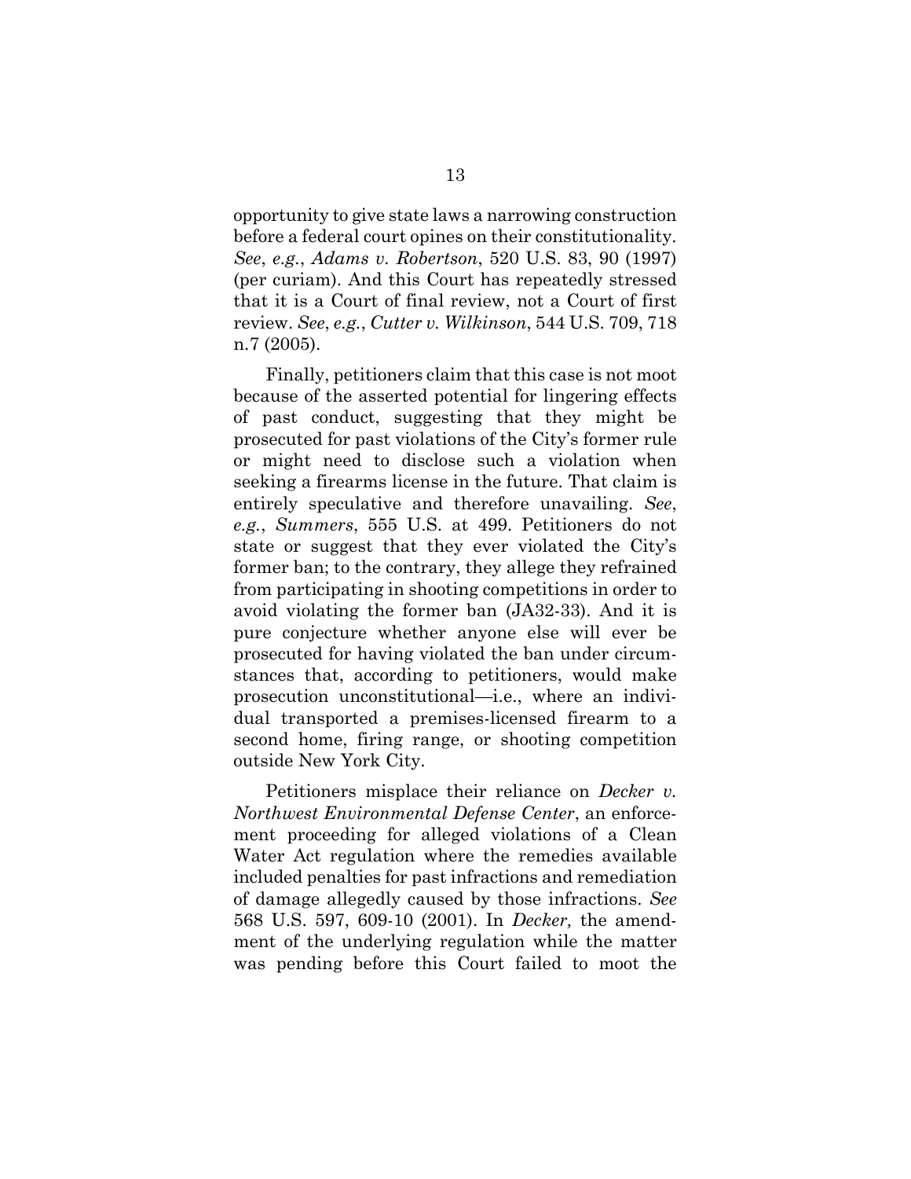opportunity to give state laws a narrowing construction before a federal court opines on their constitutionality. *See*, *e.g.*, *Adams v. Robertson*, 520 U.S. 83, 90 (1997) (per curiam). And this Court has repeatedly stressed that it is a Court of final review, not a Court of first review. *See*, *e.g.*, *Cutter v. Wilkinson*, 544 U.S. 709, 718 n.7 (2005).

Finally, petitioners claim that this case is not moot because of the asserted potential for lingering effects of past conduct, suggesting that they might be prosecuted for past violations of the City's former rule or might need to disclose such a violation when seeking a firearms license in the future. That claim is entirely speculative and therefore unavailing. *See*, *e.g.*, *Summers*, 555 U.S. at 499. Petitioners do not state or suggest that they ever violated the City's former ban; to the contrary, they allege they refrained from participating in shooting competitions in order to avoid violating the former ban (JA32-33). And it is pure conjecture whether anyone else will ever be prosecuted for having violated the ban under circumstances that, according to petitioners, would make prosecution unconstitutional—i.e., where an individual transported a premises-licensed firearm to a second home, firing range, or shooting competition outside New York City.

Petitioners misplace their reliance on *Decker v. Northwest Environmental Defense Center*, an enforcement proceeding for alleged violations of a Clean Water Act regulation where the remedies available included penalties for past infractions and remediation of damage allegedly caused by those infractions. *See* 568 U.S. 597, 609-10 (2001). In *Decker,* the amendment of the underlying regulation while the matter was pending before this Court failed to moot the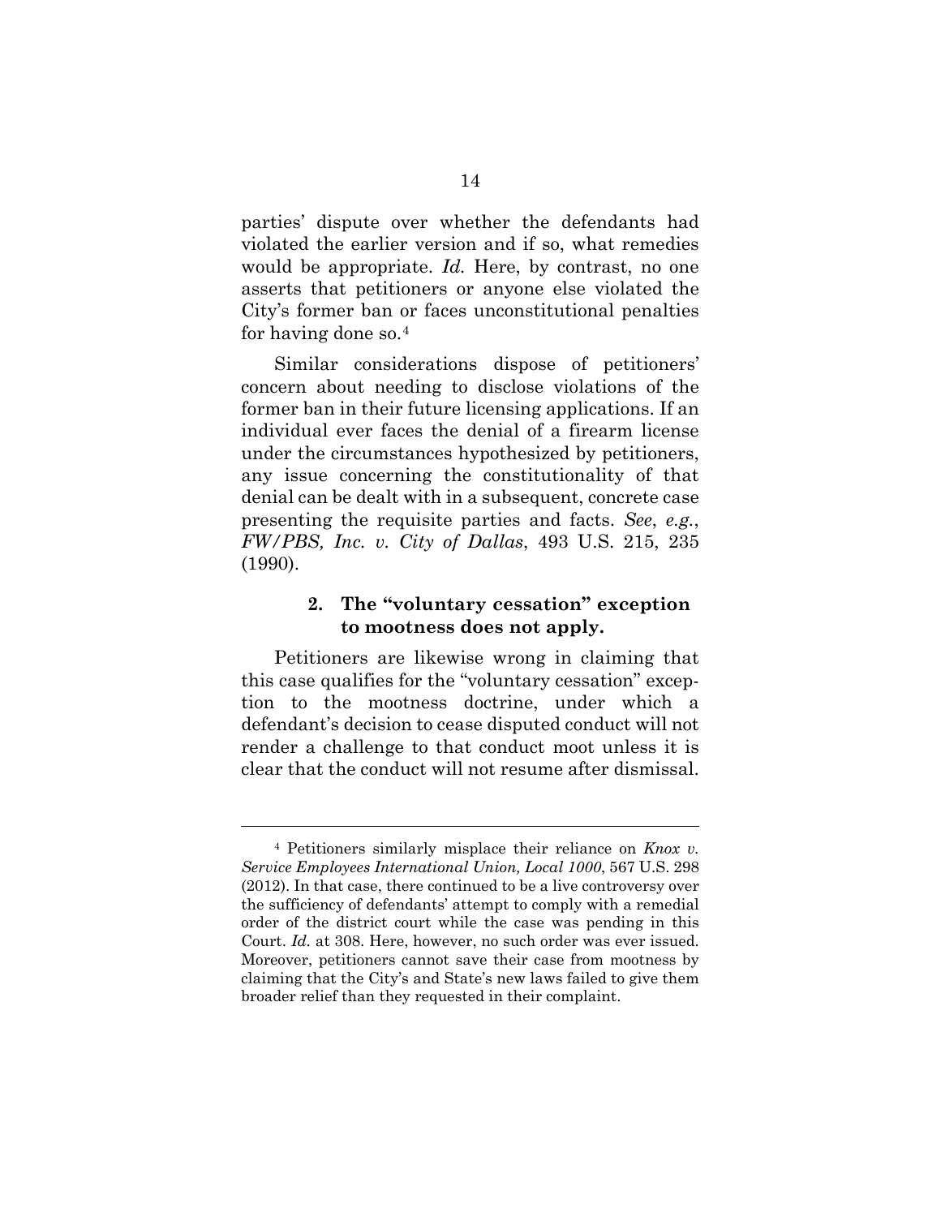parties' dispute over whether the defendants had violated the earlier version and if so, what remedies would be appropriate. *Id.* Here, by contrast, no one asserts that petitioners or anyone else violated the City's former ban or faces unconstitutional penalties for having done so.[4]

Similar considerations dispose of petitioners' concern about needing to disclose violations of the former ban in their future licensing applications. If an individual ever faces the denial of a firearm license under the circumstances hypothesized by petitioners, any issue concerning the constitutionality of that denial can be dealt with in a subsequent, concrete case presenting the requisite parties and facts. *See*, *e.g.*, *FW/PBS, Inc. v. City of Dallas*, 493 U.S. 215, 235 (1990).

#### 2. The "voluntary cessation" exception to mootness does not apply.

Petitioners are likewise wrong in claiming that this case qualifies for the "voluntary cessation" exception to the mootness doctrine, under which a defendant's decision to cease disputed conduct will not render a challenge to that conduct moot unless it is clear that the conduct will not resume after dismissal.

---

[4] Petitioners similarly misplace their reliance on *Knox v. Service Employees International Union, Local 1000*, 567 U.S. 298 (2012). In that case, there continued to be a live controversy over the sufficiency of defendants' attempt to comply with a remedial order of the district court while the case was pending in this Court. *Id.* at 308. Here, however, no such order was ever issued. Moreover, petitioners cannot save their case from mootness by claiming that the City's and State's new laws failed to give them broader relief than they requested in their complaint.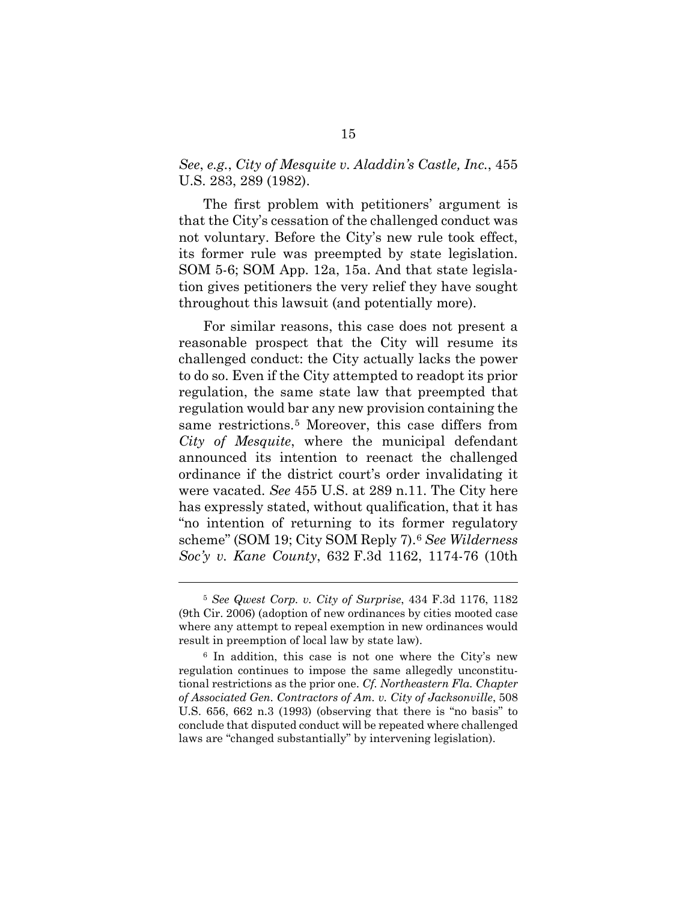*See*, *e.g.*, *City of Mesquite v. Aladdin's Castle, Inc.*, 455 U.S. 283, 289 (1982).

The first problem with petitioners' argument is that the City's cessation of the challenged conduct was not voluntary. Before the City's new rule took effect, its former rule was preempted by state legislation. SOM 5-6; SOM App. 12a, 15a. And that state legislation gives petitioners the very relief they have sought throughout this lawsuit (and potentially more).

For similar reasons, this case does not present a reasonable prospect that the City will resume its challenged conduct: the City actually lacks the power to do so. Even if the City attempted to readopt its prior regulation, the same state law that preempted that regulation would bar any new provision containing the same restrictions.[5] Moreover, this case differs from *City of Mesquite*, where the municipal defendant announced its intention to reenact the challenged ordinance if the district court's order invalidating it were vacated. *See* 455 U.S. at 289 n.11. The City here has expressly stated, without qualification, that it has "no intention of returning to its former regulatory scheme" (SOM 19; City SOM Reply 7).[6] *See Wilderness Soc'y v. Kane County*, 632 F.3d 1162, 1174-76 (10th

---

[5] *See Qwest Corp. v. City of Surprise*, 434 F.3d 1176, 1182 (9th Cir. 2006) (adoption of new ordinances by cities mooted case where any attempt to repeal exemption in new ordinances would result in preemption of local law by state law).

[6] In addition, this case is not one where the City's new regulation continues to impose the same allegedly unconstitutional restrictions as the prior one. *Cf. Northeastern Fla. Chapter of Associated Gen. Contractors of Am. v. City of Jacksonville*, 508 U.S. 656, 662 n.3 (1993) (observing that there is "no basis" to conclude that disputed conduct will be repeated where challenged laws are "changed substantially" by intervening legislation).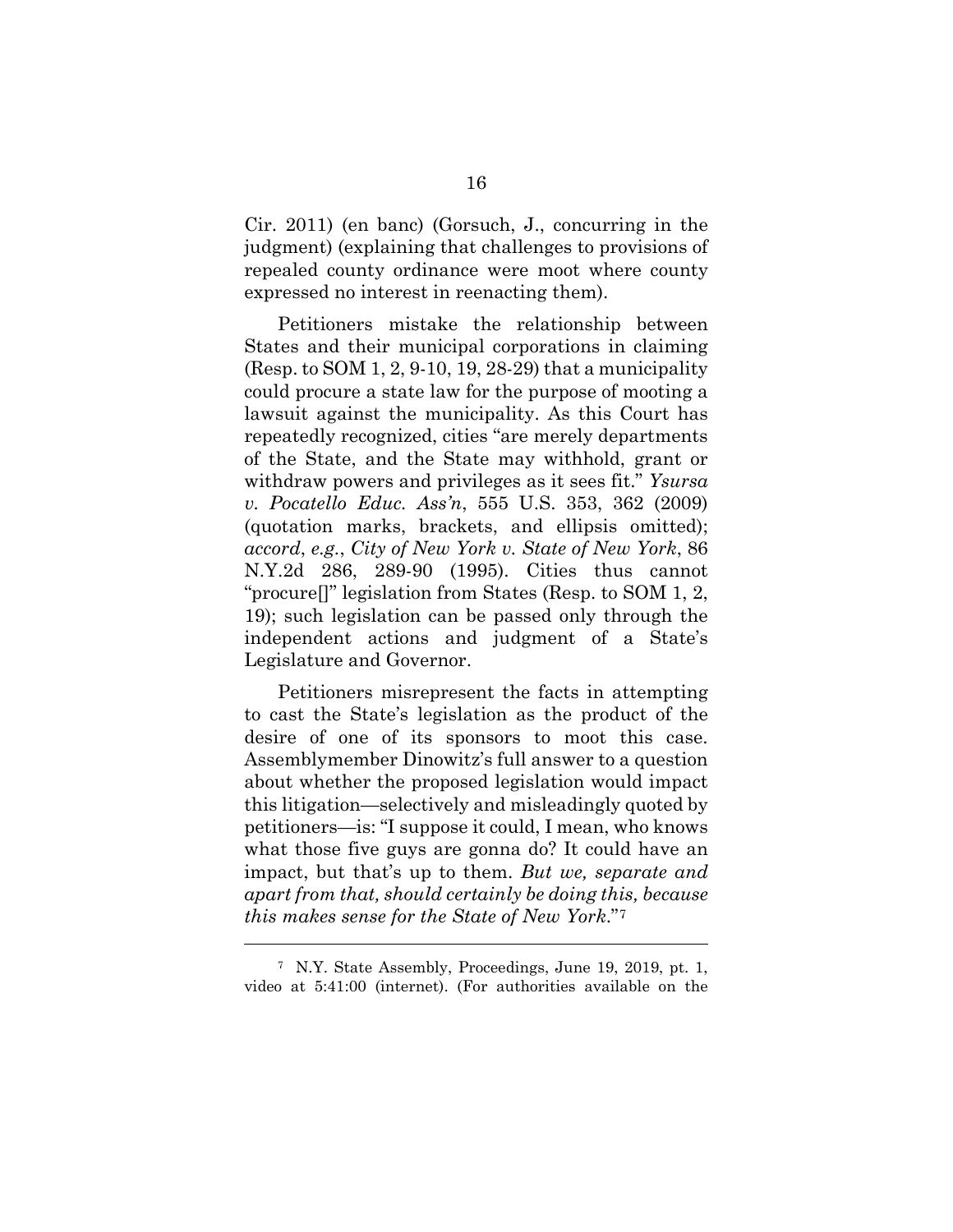Cir. 2011) (en banc) (Gorsuch, J., concurring in the judgment) (explaining that challenges to provisions of repealed county ordinance were moot where county expressed no interest in reenacting them).

Petitioners mistake the relationship between States and their municipal corporations in claiming (Resp. to SOM 1, 2, 9-10, 19, 28-29) that a municipality could procure a state law for the purpose of mooting a lawsuit against the municipality. As this Court has repeatedly recognized, cities "are merely departments of the State, and the State may withhold, grant or withdraw powers and privileges as it sees fit." *Ysursa v. Pocatello Educ. Ass'n*, 555 U.S. 353, 362 (2009) (quotation marks, brackets, and ellipsis omitted); *accord*, *e.g.*, *City of New York v. State of New York*, 86 N.Y.2d 286, 289-90 (1995). Cities thus cannot "procure[]" legislation from States (Resp. to SOM 1, 2, 19); such legislation can be passed only through the independent actions and judgment of a State's Legislature and Governor.

Petitioners misrepresent the facts in attempting to cast the State's legislation as the product of the desire of one of its sponsors to moot this case. Assemblymember Dinowitz's full answer to a question about whether the proposed legislation would impact this litigation—selectively and misleadingly quoted by petitioners—is: "I suppose it could, I mean, who knows what those five guys are gonna do? It could have an impact, but that's up to them. *But we, separate and apart from that, should certainly be doing this, because this makes sense for the State of New York*."[7]

---

[7] N.Y. State Assembly, Proceedings, June 19, 2019, pt. 1, video at 5:41:00 (internet). (For authorities available on the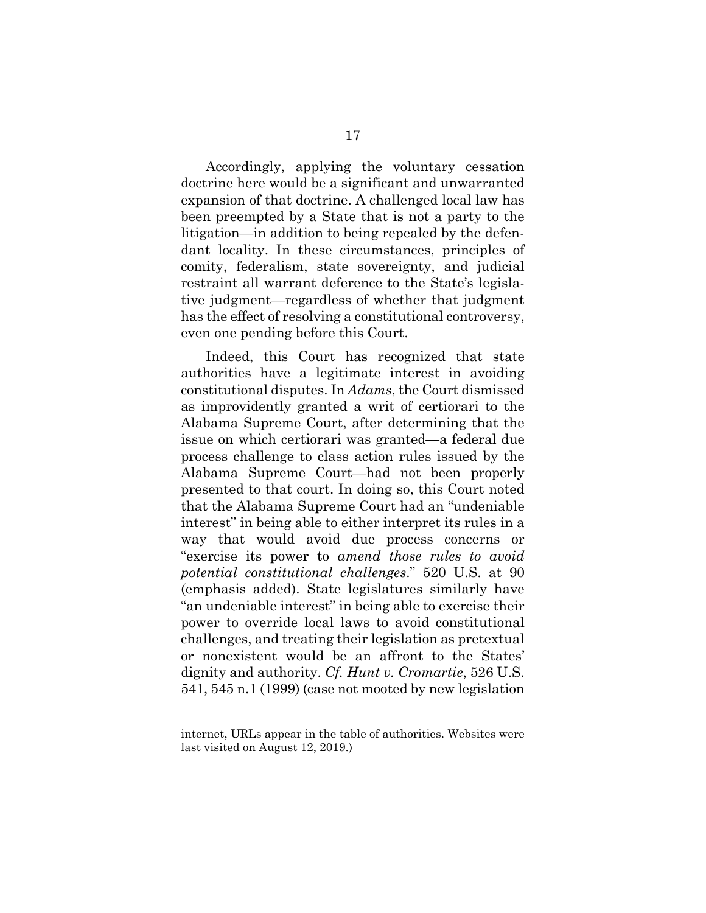Accordingly, applying the voluntary cessation doctrine here would be a significant and unwarranted expansion of that doctrine. A challenged local law has been preempted by a State that is not a party to the litigation—in addition to being repealed by the defendant locality. In these circumstances, principles of comity, federalism, state sovereignty, and judicial restraint all warrant deference to the State's legislative judgment—regardless of whether that judgment has the effect of resolving a constitutional controversy, even one pending before this Court.

Indeed, this Court has recognized that state authorities have a legitimate interest in avoiding constitutional disputes. In *Adams*, the Court dismissed as improvidently granted a writ of certiorari to the Alabama Supreme Court, after determining that the issue on which certiorari was granted—a federal due process challenge to class action rules issued by the Alabama Supreme Court—had not been properly presented to that court. In doing so, this Court noted that the Alabama Supreme Court had an "undeniable interest" in being able to either interpret its rules in a way that would avoid due process concerns or "exercise its power to *amend those rules to avoid potential constitutional challenges*." 520 U.S. at 90 (emphasis added). State legislatures similarly have "an undeniable interest" in being able to exercise their power to override local laws to avoid constitutional challenges, and treating their legislation as pretextual or nonexistent would be an affront to the States' dignity and authority. *Cf. Hunt v. Cromartie*, 526 U.S. 541, 545 n.1 (1999) (case not mooted by new legislation

---

internet, URLs appear in the table of authorities. Websites were last visited on August 12, 2019.)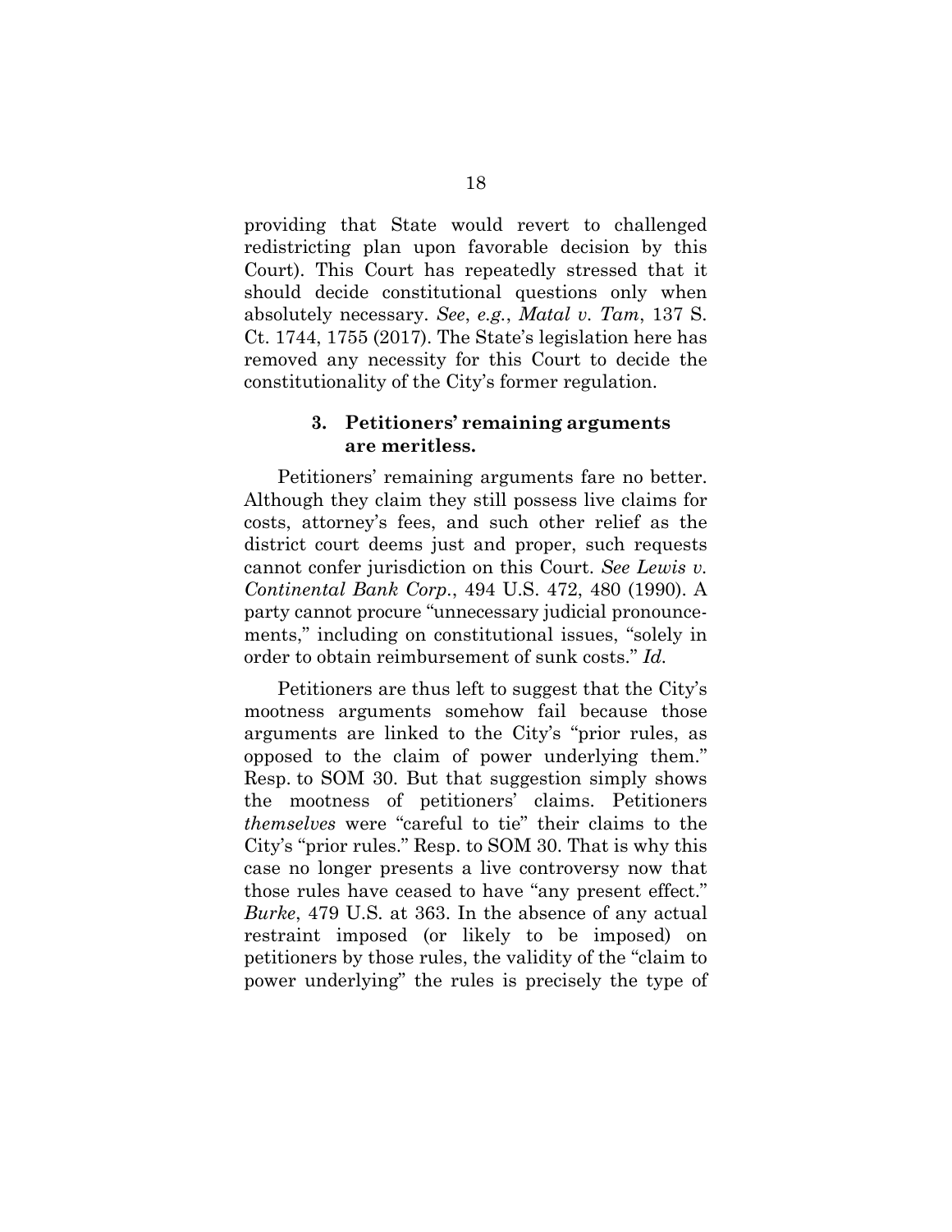providing that State would revert to challenged redistricting plan upon favorable decision by this Court). This Court has repeatedly stressed that it should decide constitutional questions only when absolutely necessary. *See*, *e.g.*, *Matal v. Tam*, 137 S. Ct. 1744, 1755 (2017). The State's legislation here has removed any necessity for this Court to decide the constitutionality of the City's former regulation.

### 3. Petitioners' remaining arguments are meritless.

Petitioners' remaining arguments fare no better. Although they claim they still possess live claims for costs, attorney's fees, and such other relief as the district court deems just and proper, such requests cannot confer jurisdiction on this Court. *See Lewis v. Continental Bank Corp.*, 494 U.S. 472, 480 (1990). A party cannot procure "unnecessary judicial pronouncements," including on constitutional issues, "solely in order to obtain reimbursement of sunk costs." *Id.*

Petitioners are thus left to suggest that the City's mootness arguments somehow fail because those arguments are linked to the City's "prior rules, as opposed to the claim of power underlying them." Resp. to SOM 30. But that suggestion simply shows the mootness of petitioners' claims. Petitioners *themselves* were "careful to tie" their claims to the City's "prior rules." Resp. to SOM 30. That is why this case no longer presents a live controversy now that those rules have ceased to have "any present effect." *Burke*, 479 U.S. at 363. In the absence of any actual restraint imposed (or likely to be imposed) on petitioners by those rules, the validity of the "claim to power underlying" the rules is precisely the type of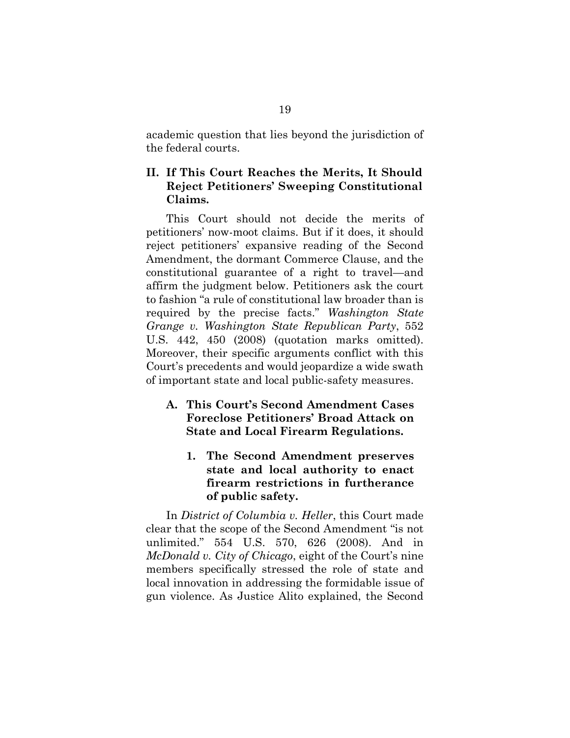academic question that lies beyond the jurisdiction of the federal courts.

## II. If This Court Reaches the Merits, It Should Reject Petitioners' Sweeping Constitutional Claims.

This Court should not decide the merits of petitioners' now-moot claims. But if it does, it should reject petitioners' expansive reading of the Second Amendment, the dormant Commerce Clause, and the constitutional guarantee of a right to travel—and affirm the judgment below. Petitioners ask the court to fashion "a rule of constitutional law broader than is required by the precise facts." *Washington State Grange v. Washington State Republican Party*, 552 U.S. 442, 450 (2008) (quotation marks omitted). Moreover, their specific arguments conflict with this Court's precedents and would jeopardize a wide swath of important state and local public-safety measures.

### A. This Court's Second Amendment Cases Foreclose Petitioners' Broad Attack on State and Local Firearm Regulations.

#### 1. The Second Amendment preserves state and local authority to enact firearm restrictions in furtherance of public safety.

In *District of Columbia v. Heller*, this Court made clear that the scope of the Second Amendment "is not unlimited." 554 U.S. 570, 626 (2008). And in *McDonald v. City of Chicago*, eight of the Court's nine members specifically stressed the role of state and local innovation in addressing the formidable issue of gun violence. As Justice Alito explained, the Second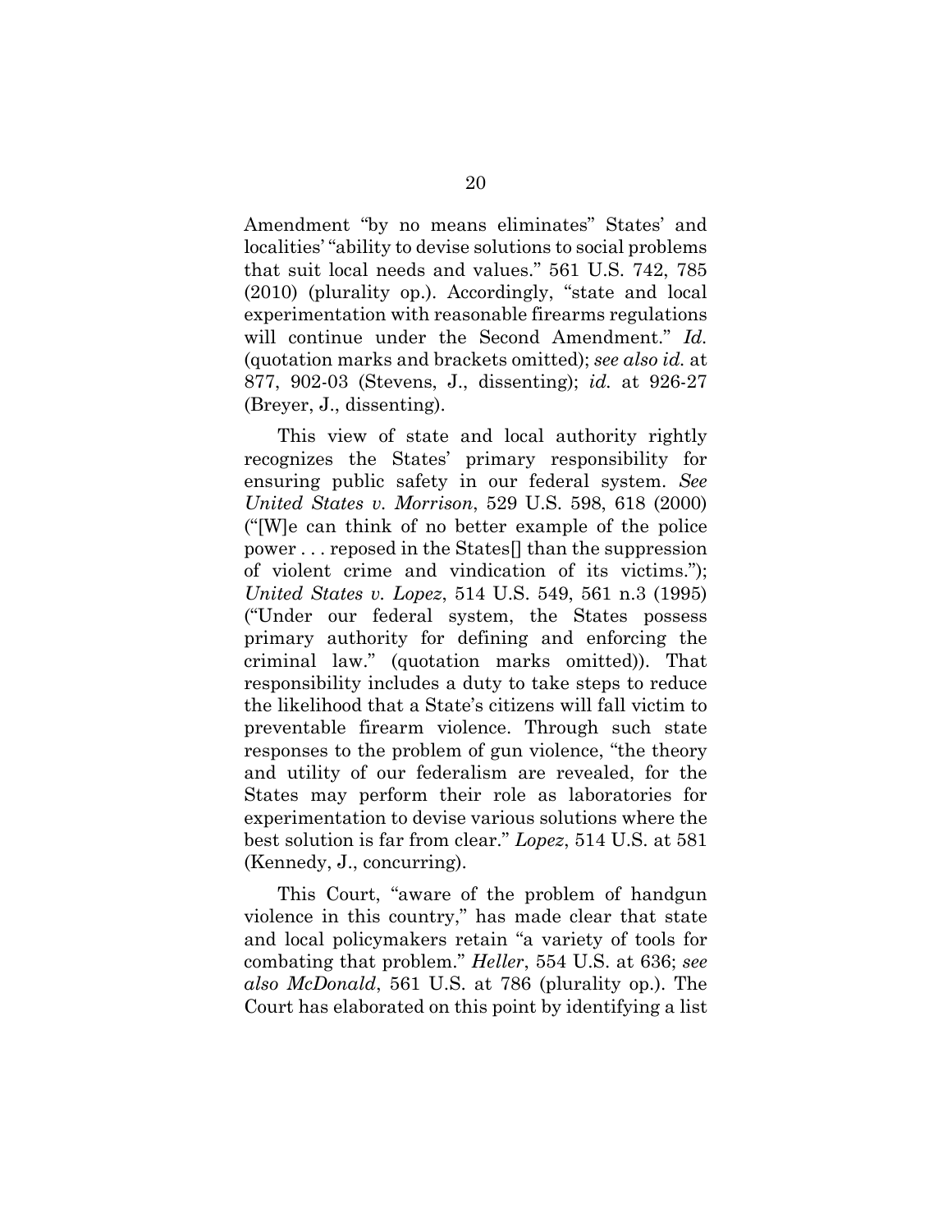Amendment "by no means eliminates" States' and localities' "ability to devise solutions to social problems that suit local needs and values." 561 U.S. 742, 785 (2010) (plurality op.). Accordingly, "state and local experimentation with reasonable firearms regulations will continue under the Second Amendment." *Id.* (quotation marks and brackets omitted); *see also id.* at 877, 902-03 (Stevens, J., dissenting); *id.* at 926-27 (Breyer, J., dissenting).

This view of state and local authority rightly recognizes the States' primary responsibility for ensuring public safety in our federal system. *See United States v. Morrison*, 529 U.S. 598, 618 (2000) ("[W]e can think of no better example of the police power . . . reposed in the States[] than the suppression of violent crime and vindication of its victims."); *United States v. Lopez*, 514 U.S. 549, 561 n.3 (1995) ("Under our federal system, the States possess primary authority for defining and enforcing the criminal law." (quotation marks omitted)). That responsibility includes a duty to take steps to reduce the likelihood that a State's citizens will fall victim to preventable firearm violence. Through such state responses to the problem of gun violence, "the theory and utility of our federalism are revealed, for the States may perform their role as laboratories for experimentation to devise various solutions where the best solution is far from clear." *Lopez*, 514 U.S. at 581 (Kennedy, J., concurring).

This Court, "aware of the problem of handgun violence in this country," has made clear that state and local policymakers retain "a variety of tools for combating that problem." *Heller*, 554 U.S. at 636; *see also McDonald*, 561 U.S. at 786 (plurality op.). The Court has elaborated on this point by identifying a list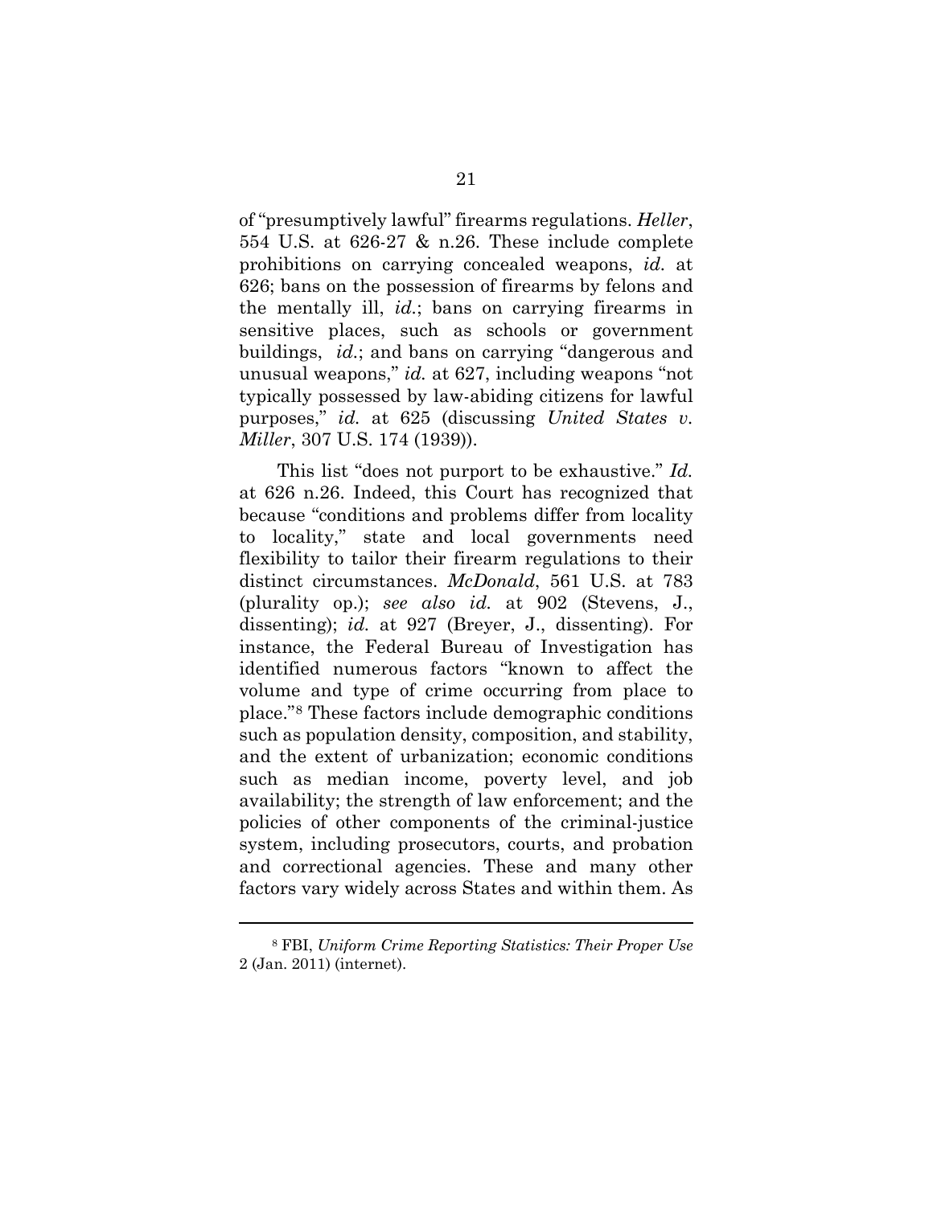of "presumptively lawful" firearms regulations. *Heller*, 554 U.S. at 626-27 & n.26. These include complete prohibitions on carrying concealed weapons, *id.* at 626; bans on the possession of firearms by felons and the mentally ill, *id.*; bans on carrying firearms in sensitive places, such as schools or government buildings, *id.*; and bans on carrying "dangerous and unusual weapons," *id.* at 627, including weapons "not typically possessed by law-abiding citizens for lawful purposes," *id.* at 625 (discussing *United States v. Miller*, 307 U.S. 174 (1939)).

This list "does not purport to be exhaustive." *Id.* at 626 n.26. Indeed, this Court has recognized that because "conditions and problems differ from locality to locality," state and local governments need flexibility to tailor their firearm regulations to their distinct circumstances. *McDonald*, 561 U.S. at 783 (plurality op.); *see also id.* at 902 (Stevens, J., dissenting); *id.* at 927 (Breyer, J., dissenting). For instance, the Federal Bureau of Investigation has identified numerous factors "known to affect the volume and type of crime occurring from place to place."[8] These factors include demographic conditions such as population density, composition, and stability, and the extent of urbanization; economic conditions such as median income, poverty level, and job availability; the strength of law enforcement; and the policies of other components of the criminal-justice system, including prosecutors, courts, and probation and correctional agencies. These and many other factors vary widely across States and within them. As

---

[8] FBI, *Uniform Crime Reporting Statistics: Their Proper Use* 2 (Jan. 2011) (internet).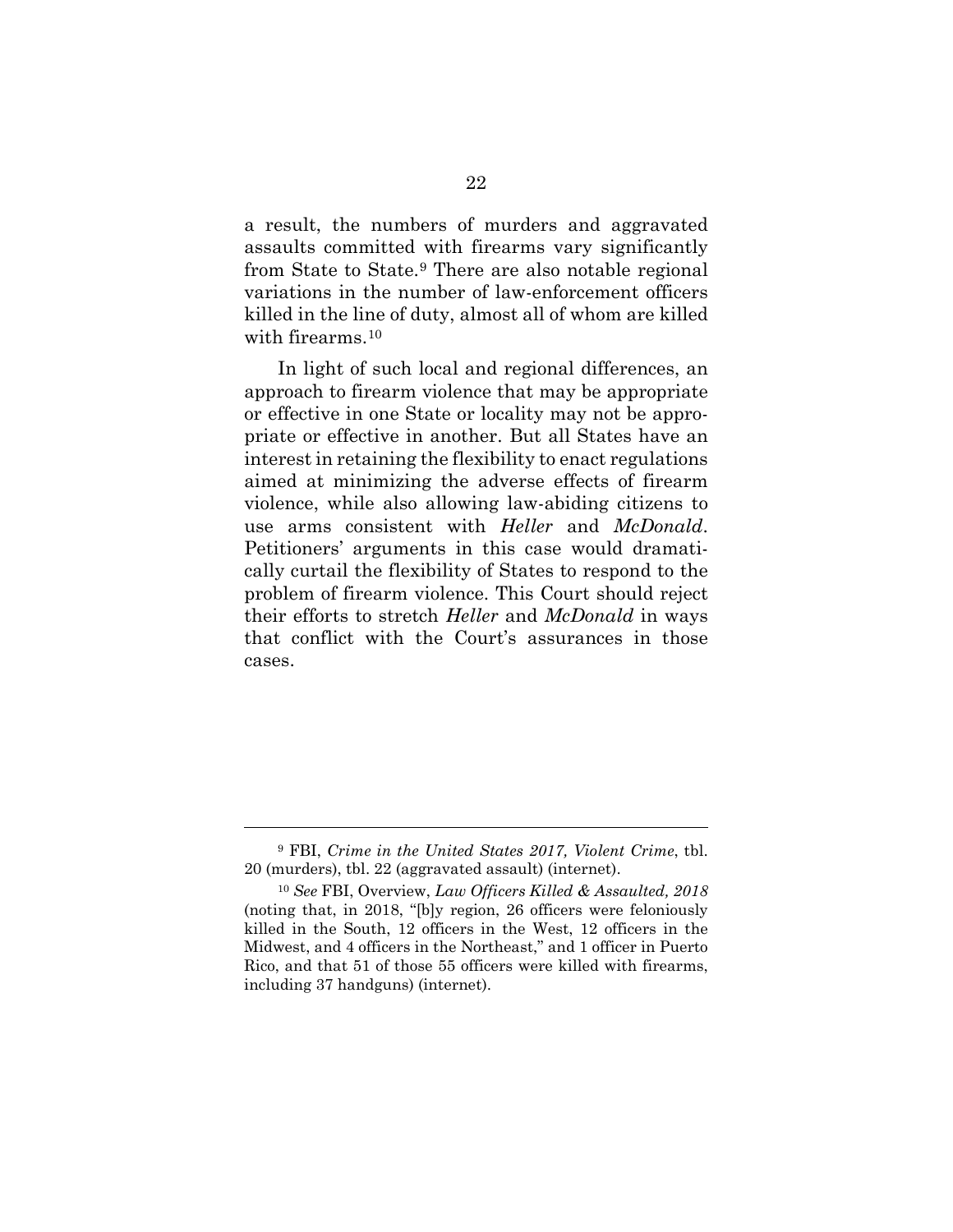a result, the numbers of murders and aggravated assaults committed with firearms vary significantly from State to State.[9] There are also notable regional variations in the number of law-enforcement officers killed in the line of duty, almost all of whom are killed with firearms.[10]

In light of such local and regional differences, an approach to firearm violence that may be appropriate or effective in one State or locality may not be appropriate or effective in another. But all States have an interest in retaining the flexibility to enact regulations aimed at minimizing the adverse effects of firearm violence, while also allowing law-abiding citizens to use arms consistent with *Heller* and *McDonald*. Petitioners' arguments in this case would dramatically curtail the flexibility of States to respond to the problem of firearm violence. This Court should reject their efforts to stretch *Heller* and *McDonald* in ways that conflict with the Court's assurances in those cases.

---

[9] FBI, *Crime in the United States 2017, Violent Crime*, tbl. 20 (murders), tbl. 22 (aggravated assault) (internet).

[10] *See* FBI, Overview, *Law Officers Killed & Assaulted, 2018* (noting that, in 2018, "[b]y region, 26 officers were feloniously killed in the South, 12 officers in the West, 12 officers in the Midwest, and 4 officers in the Northeast," and 1 officer in Puerto Rico, and that 51 of those 55 officers were killed with firearms, including 37 handguns) (internet).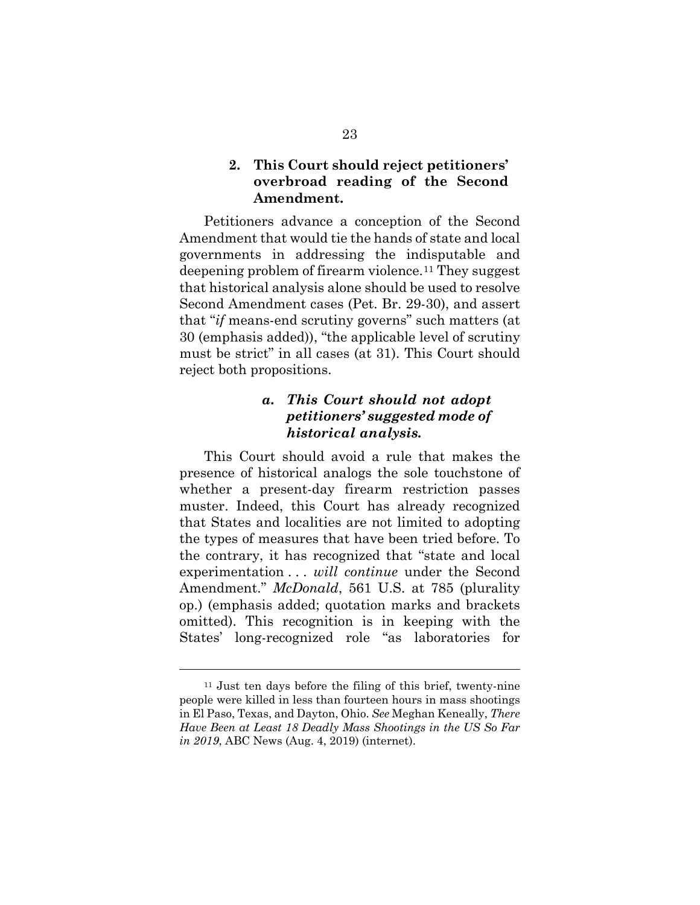### 2. This Court should reject petitioners' overbroad reading of the Second Amendment.

Petitioners advance a conception of the Second Amendment that would tie the hands of state and local governments in addressing the indisputable and deepening problem of firearm violence.[11] They suggest that historical analysis alone should be used to resolve Second Amendment cases (Pet. Br. 29-30), and assert that "*if* means-end scrutiny governs" such matters (at 30 (emphasis added)), "the applicable level of scrutiny must be strict" in all cases (at 31). This Court should reject both propositions.

#### *a. This Court should not adopt petitioners' suggested mode of historical analysis.*

This Court should avoid a rule that makes the presence of historical analogs the sole touchstone of whether a present-day firearm restriction passes muster. Indeed, this Court has already recognized that States and localities are not limited to adopting the types of measures that have been tried before. To the contrary, it has recognized that "state and local experimentation . . . *will continue* under the Second Amendment." *McDonald*, 561 U.S. at 785 (plurality op.) (emphasis added; quotation marks and brackets omitted). This recognition is in keeping with the States' long-recognized role "as laboratories for

---

[11] Just ten days before the filing of this brief, twenty-nine people were killed in less than fourteen hours in mass shootings in El Paso, Texas, and Dayton, Ohio. *See* Meghan Keneally, *There Have Been at Least 18 Deadly Mass Shootings in the US So Far in 2019*, ABC News (Aug. 4, 2019) (internet).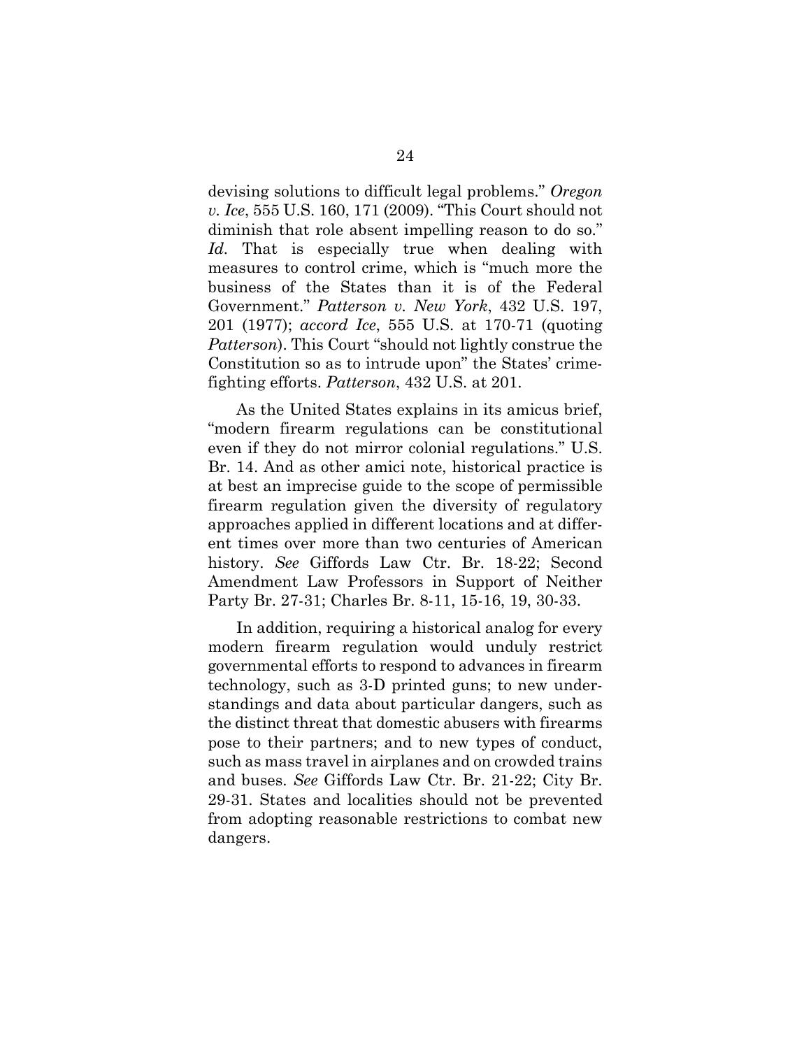devising solutions to difficult legal problems." *Oregon v. Ice*, 555 U.S. 160, 171 (2009). "This Court should not diminish that role absent impelling reason to do so." *Id.* That is especially true when dealing with measures to control crime, which is "much more the business of the States than it is of the Federal Government." *Patterson v. New York*, 432 U.S. 197, 201 (1977); *accord Ice*, 555 U.S. at 170-71 (quoting *Patterson*). This Court "should not lightly construe the Constitution so as to intrude upon" the States' crime-fighting efforts. *Patterson*, 432 U.S. at 201.

As the United States explains in its amicus brief, "modern firearm regulations can be constitutional even if they do not mirror colonial regulations." U.S. Br. 14. And as other amici note, historical practice is at best an imprecise guide to the scope of permissible firearm regulation given the diversity of regulatory approaches applied in different locations and at different times over more than two centuries of American history. *See* Giffords Law Ctr. Br. 18-22; Second Amendment Law Professors in Support of Neither Party Br. 27-31; Charles Br. 8-11, 15-16, 19, 30-33.

In addition, requiring a historical analog for every modern firearm regulation would unduly restrict governmental efforts to respond to advances in firearm technology, such as 3-D printed guns; to new understandings and data about particular dangers, such as the distinct threat that domestic abusers with firearms pose to their partners; and to new types of conduct, such as mass travel in airplanes and on crowded trains and buses. *See* Giffords Law Ctr. Br. 21-22; City Br. 29-31. States and localities should not be prevented from adopting reasonable restrictions to combat new dangers.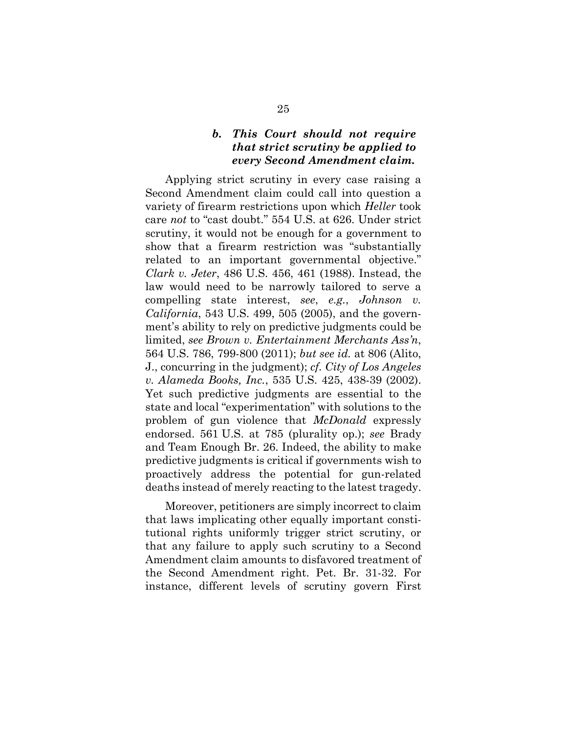### *b. This Court should not require that strict scrutiny be applied to every Second Amendment claim.*

Applying strict scrutiny in every case raising a Second Amendment claim could call into question a variety of firearm restrictions upon which *Heller* took care *not* to "cast doubt." 554 U.S. at 626. Under strict scrutiny, it would not be enough for a government to show that a firearm restriction was "substantially related to an important governmental objective." *Clark v. Jeter*, 486 U.S. 456, 461 (1988). Instead, the law would need to be narrowly tailored to serve a compelling state interest, *see*, *e.g.*, *Johnson v. California*, 543 U.S. 499, 505 (2005), and the government's ability to rely on predictive judgments could be limited, *see Brown v. Entertainment Merchants Ass'n*, 564 U.S. 786, 799-800 (2011); *but see id.* at 806 (Alito, J., concurring in the judgment); *cf. City of Los Angeles v. Alameda Books, Inc.*, 535 U.S. 425, 438-39 (2002). Yet such predictive judgments are essential to the state and local "experimentation" with solutions to the problem of gun violence that *McDonald* expressly endorsed. 561 U.S. at 785 (plurality op.); *see* Brady and Team Enough Br. 26. Indeed, the ability to make predictive judgments is critical if governments wish to proactively address the potential for gun-related deaths instead of merely reacting to the latest tragedy.

Moreover, petitioners are simply incorrect to claim that laws implicating other equally important constitutional rights uniformly trigger strict scrutiny, or that any failure to apply such scrutiny to a Second Amendment claim amounts to disfavored treatment of the Second Amendment right. Pet. Br. 31-32. For instance, different levels of scrutiny govern First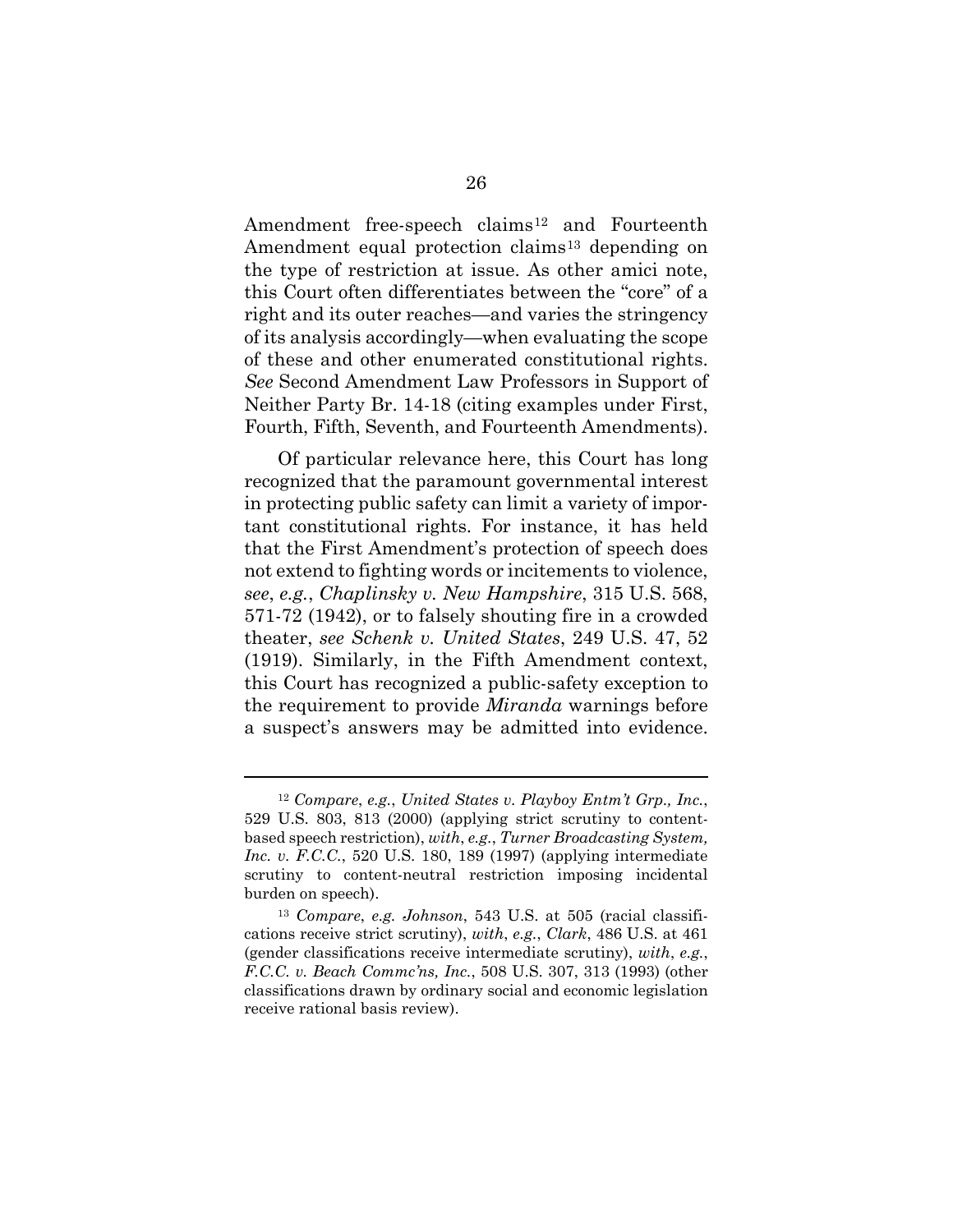Amendment free-speech claims[12] and Fourteenth Amendment equal protection claims[13] depending on the type of restriction at issue. As other amici note, this Court often differentiates between the "core" of a right and its outer reaches—and varies the stringency of its analysis accordingly—when evaluating the scope of these and other enumerated constitutional rights. *See* Second Amendment Law Professors in Support of Neither Party Br. 14-18 (citing examples under First, Fourth, Fifth, Seventh, and Fourteenth Amendments).

Of particular relevance here, this Court has long recognized that the paramount governmental interest in protecting public safety can limit a variety of important constitutional rights. For instance, it has held that the First Amendment's protection of speech does not extend to fighting words or incitements to violence, *see*, *e.g.*, *Chaplinsky v. New Hampshire*, 315 U.S. 568, 571-72 (1942), or to falsely shouting fire in a crowded theater, *see Schenk v. United States*, 249 U.S. 47, 52 (1919). Similarly, in the Fifth Amendment context, this Court has recognized a public-safety exception to the requirement to provide *Miranda* warnings before a suspect's answers may be admitted into evidence.

---

[12] *Compare*, *e.g.*, *United States v. Playboy Entm't Grp., Inc.*, 529 U.S. 803, 813 (2000) (applying strict scrutiny to content-based speech restriction), *with*, *e.g.*, *Turner Broadcasting System, Inc. v. F.C.C.*, 520 U.S. 180, 189 (1997) (applying intermediate scrutiny to content-neutral restriction imposing incidental burden on speech).

[13] *Compare*, *e.g. Johnson*, 543 U.S. at 505 (racial classifications receive strict scrutiny), *with*, *e.g.*, *Clark*, 486 U.S. at 461 (gender classifications receive intermediate scrutiny), *with*, *e.g.*, *F.C.C. v. Beach Commc'ns, Inc.*, 508 U.S. 307, 313 (1993) (other classifications drawn by ordinary social and economic legislation receive rational basis review).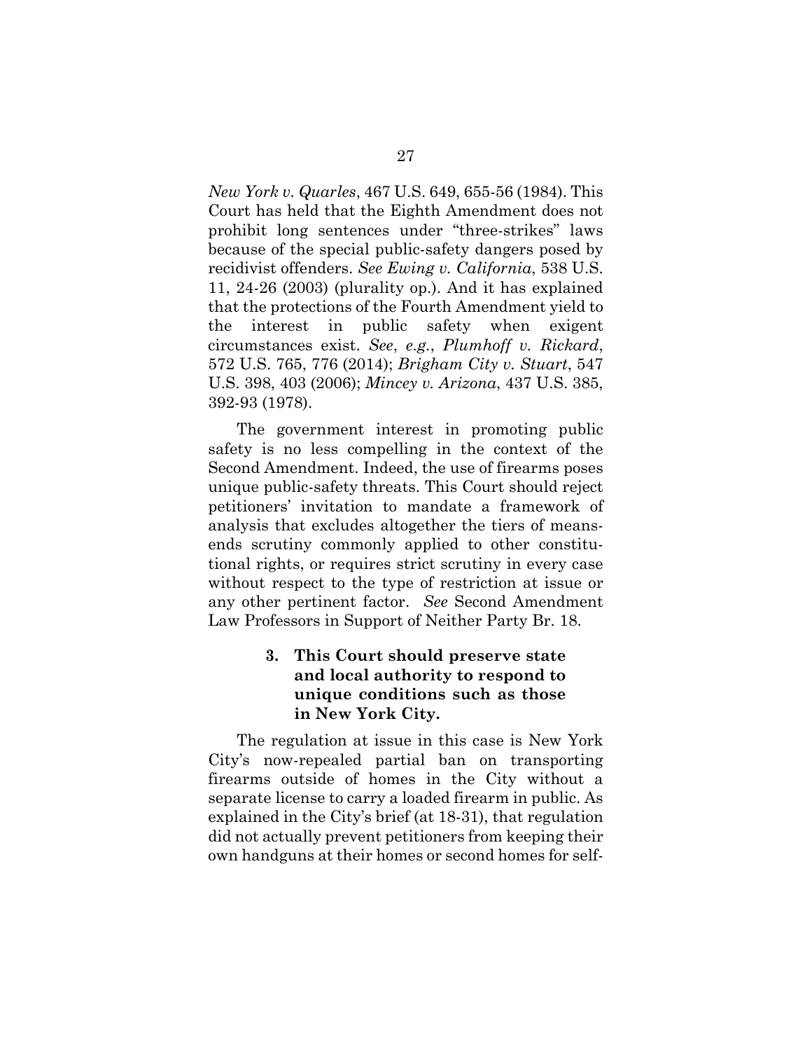*New York v. Quarles*, 467 U.S. 649, 655-56 (1984). This Court has held that the Eighth Amendment does not prohibit long sentences under "three-strikes" laws because of the special public-safety dangers posed by recidivist offenders. *See Ewing v. California*, 538 U.S. 11, 24-26 (2003) (plurality op.). And it has explained that the protections of the Fourth Amendment yield to the interest in public safety when exigent circumstances exist. *See*, *e.g.*, *Plumhoff v. Rickard*, 572 U.S. 765, 776 (2014); *Brigham City v. Stuart*, 547 U.S. 398, 403 (2006); *Mincey v. Arizona*, 437 U.S. 385, 392-93 (1978).

The government interest in promoting public safety is no less compelling in the context of the Second Amendment. Indeed, the use of firearms poses unique public-safety threats. This Court should reject petitioners' invitation to mandate a framework of analysis that excludes altogether the tiers of means-ends scrutiny commonly applied to other constitutional rights, or requires strict scrutiny in every case without respect to the type of restriction at issue or any other pertinent factor. *See* Second Amendment Law Professors in Support of Neither Party Br. 18.

### 3. This Court should preserve state and local authority to respond to unique conditions such as those in New York City.

The regulation at issue in this case is New York City's now-repealed partial ban on transporting firearms outside of homes in the City without a separate license to carry a loaded firearm in public. As explained in the City's brief (at 18-31), that regulation did not actually prevent petitioners from keeping their own handguns at their homes or second homes for self-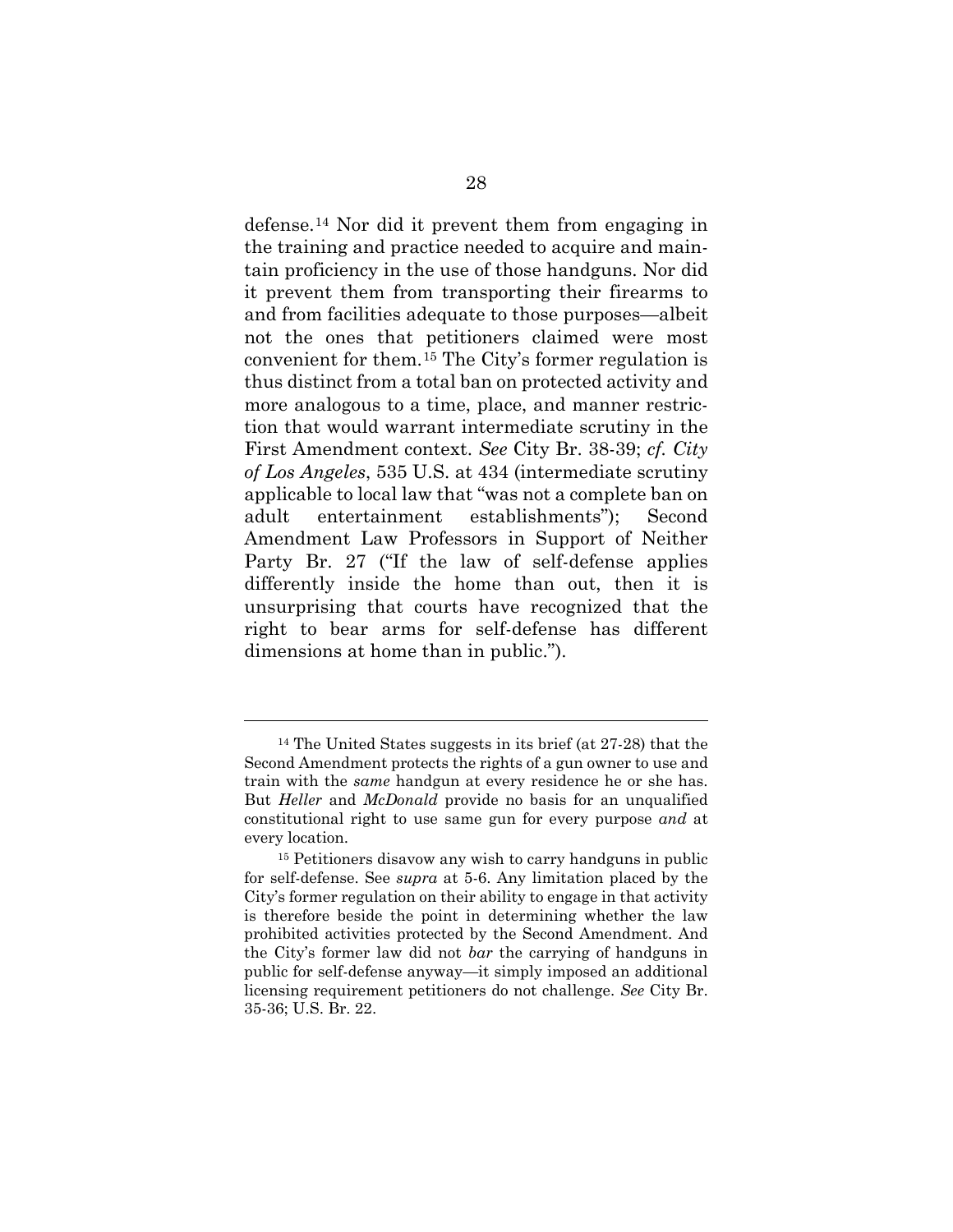defense.[14] Nor did it prevent them from engaging in the training and practice needed to acquire and maintain proficiency in the use of those handguns. Nor did it prevent them from transporting their firearms to and from facilities adequate to those purposes—albeit not the ones that petitioners claimed were most convenient for them.[15] The City's former regulation is thus distinct from a total ban on protected activity and more analogous to a time, place, and manner restriction that would warrant intermediate scrutiny in the First Amendment context. *See* City Br. 38-39; *cf. City of Los Angeles*, 535 U.S. at 434 (intermediate scrutiny applicable to local law that "was not a complete ban on adult entertainment establishments"); Second Amendment Law Professors in Support of Neither Party Br. 27 ("If the law of self-defense applies differently inside the home than out, then it is unsurprising that courts have recognized that the right to bear arms for self-defense has different dimensions at home than in public.").

---

[14] The United States suggests in its brief (at 27-28) that the Second Amendment protects the rights of a gun owner to use and train with the *same* handgun at every residence he or she has. But *Heller* and *McDonald* provide no basis for an unqualified constitutional right to use same gun for every purpose *and* at every location.

[15] Petitioners disavow any wish to carry handguns in public for self-defense. See *supra* at 5-6. Any limitation placed by the City's former regulation on their ability to engage in that activity is therefore beside the point in determining whether the law prohibited activities protected by the Second Amendment. And the City's former law did not *bar* the carrying of handguns in public for self-defense anyway—it simply imposed an additional licensing requirement petitioners do not challenge. *See* City Br. 35-36; U.S. Br. 22.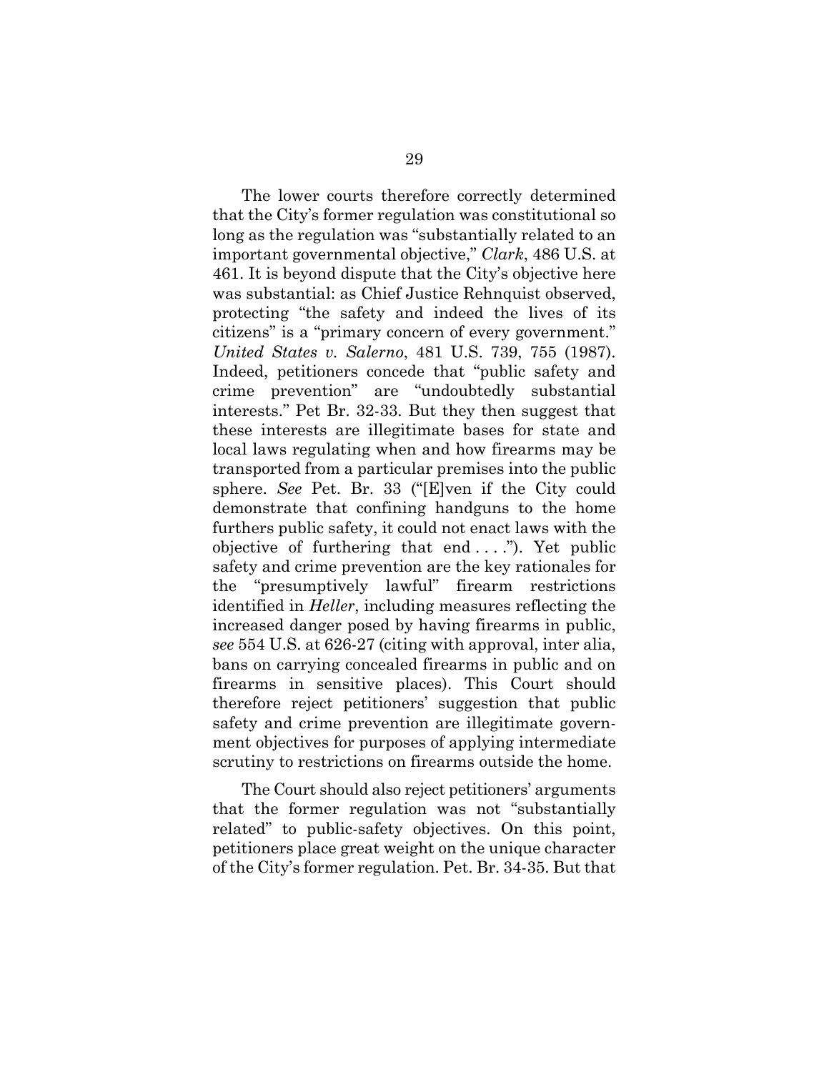The lower courts therefore correctly determined that the City's former regulation was constitutional so long as the regulation was "substantially related to an important governmental objective," *Clark*, 486 U.S. at 461. It is beyond dispute that the City's objective here was substantial: as Chief Justice Rehnquist observed, protecting "the safety and indeed the lives of its citizens" is a "primary concern of every government." *United States v. Salerno*, 481 U.S. 739, 755 (1987). Indeed, petitioners concede that "public safety and crime prevention" are "undoubtedly substantial interests." Pet Br. 32-33. But they then suggest that these interests are illegitimate bases for state and local laws regulating when and how firearms may be transported from a particular premises into the public sphere. *See* Pet. Br. 33 ("[E]ven if the City could demonstrate that confining handguns to the home furthers public safety, it could not enact laws with the objective of furthering that end . . . ."). Yet public safety and crime prevention are the key rationales for the "presumptively lawful" firearm restrictions identified in *Heller*, including measures reflecting the increased danger posed by having firearms in public, *see* 554 U.S. at 626-27 (citing with approval, inter alia, bans on carrying concealed firearms in public and on firearms in sensitive places). This Court should therefore reject petitioners' suggestion that public safety and crime prevention are illegitimate government objectives for purposes of applying intermediate scrutiny to restrictions on firearms outside the home.

The Court should also reject petitioners' arguments that the former regulation was not "substantially related" to public-safety objectives. On this point, petitioners place great weight on the unique character of the City's former regulation. Pet. Br. 34-35. But that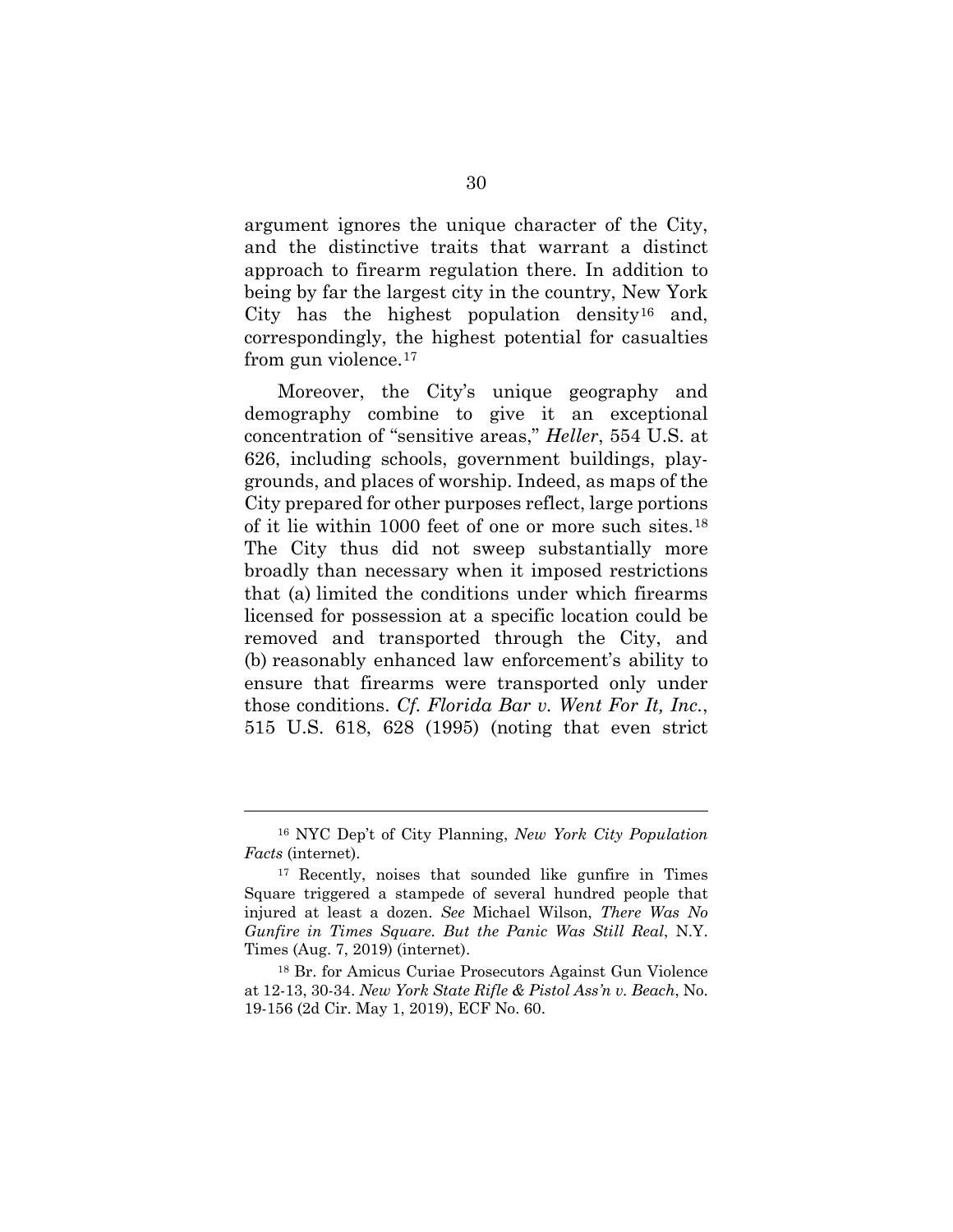argument ignores the unique character of the City, and the distinctive traits that warrant a distinct approach to firearm regulation there. In addition to being by far the largest city in the country, New York City has the highest population density[16] and, correspondingly, the highest potential for casualties from gun violence.[17]

Moreover, the City's unique geography and demography combine to give it an exceptional concentration of "sensitive areas," *Heller*, 554 U.S. at 626, including schools, government buildings, playgrounds, and places of worship. Indeed, as maps of the City prepared for other purposes reflect, large portions of it lie within 1000 feet of one or more such sites.[18] The City thus did not sweep substantially more broadly than necessary when it imposed restrictions that (a) limited the conditions under which firearms licensed for possession at a specific location could be removed and transported through the City, and (b) reasonably enhanced law enforcement's ability to ensure that firearms were transported only under those conditions. *Cf. Florida Bar v. Went For It, Inc.*, 515 U.S. 618, 628 (1995) (noting that even strict

---

[16] NYC Dep't of City Planning, *New York City Population Facts* (internet).

[17] Recently, noises that sounded like gunfire in Times Square triggered a stampede of several hundred people that injured at least a dozen. *See* Michael Wilson, *There Was No Gunfire in Times Square. But the Panic Was Still Real*, N.Y. Times (Aug. 7, 2019) (internet).

[18] Br. for Amicus Curiae Prosecutors Against Gun Violence at 12-13, 30-34. *New York State Rifle & Pistol Ass'n v. Beach*, No. 19-156 (2d Cir. May 1, 2019), ECF No. 60.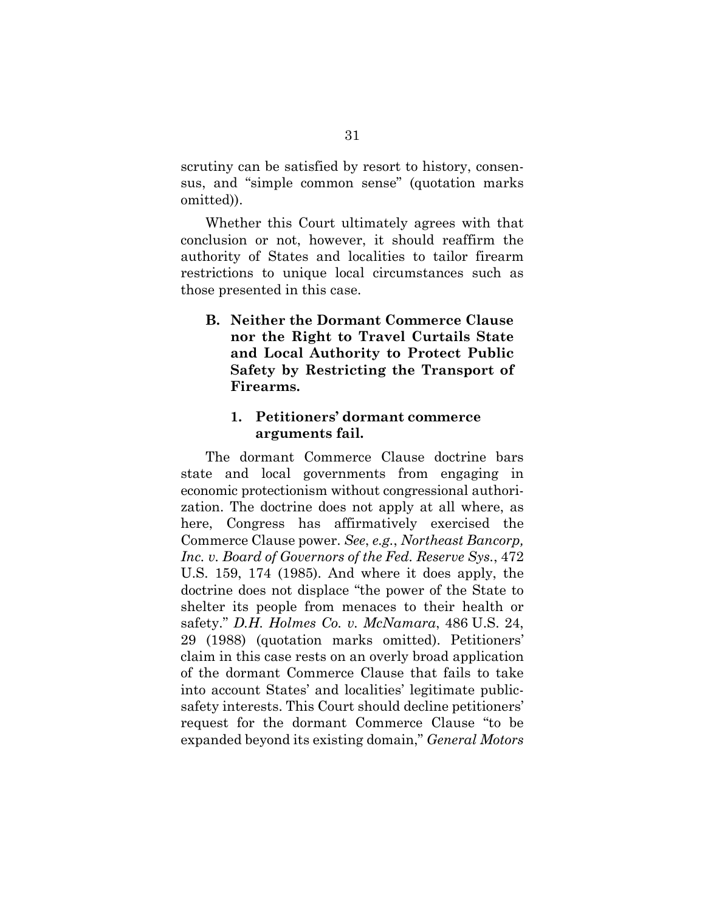scrutiny can be satisfied by resort to history, consensus, and "simple common sense" (quotation marks omitted)).

Whether this Court ultimately agrees with that conclusion or not, however, it should reaffirm the authority of States and localities to tailor firearm restrictions to unique local circumstances such as those presented in this case.

### B. Neither the Dormant Commerce Clause nor the Right to Travel Curtails State and Local Authority to Protect Public Safety by Restricting the Transport of Firearms.

#### 1. Petitioners' dormant commerce arguments fail.

The dormant Commerce Clause doctrine bars state and local governments from engaging in economic protectionism without congressional authorization. The doctrine does not apply at all where, as here, Congress has affirmatively exercised the Commerce Clause power. *See, e.g.*, *Northeast Bancorp, Inc. v. Board of Governors of the Fed. Reserve Sys.*, 472 U.S. 159, 174 (1985). And where it does apply, the doctrine does not displace "the power of the State to shelter its people from menaces to their health or safety." *D.H. Holmes Co. v. McNamara*, 486 U.S. 24, 29 (1988) (quotation marks omitted). Petitioners' claim in this case rests on an overly broad application of the dormant Commerce Clause that fails to take into account States' and localities' legitimate public-safety interests. This Court should decline petitioners' request for the dormant Commerce Clause "to be expanded beyond its existing domain," *General Motors*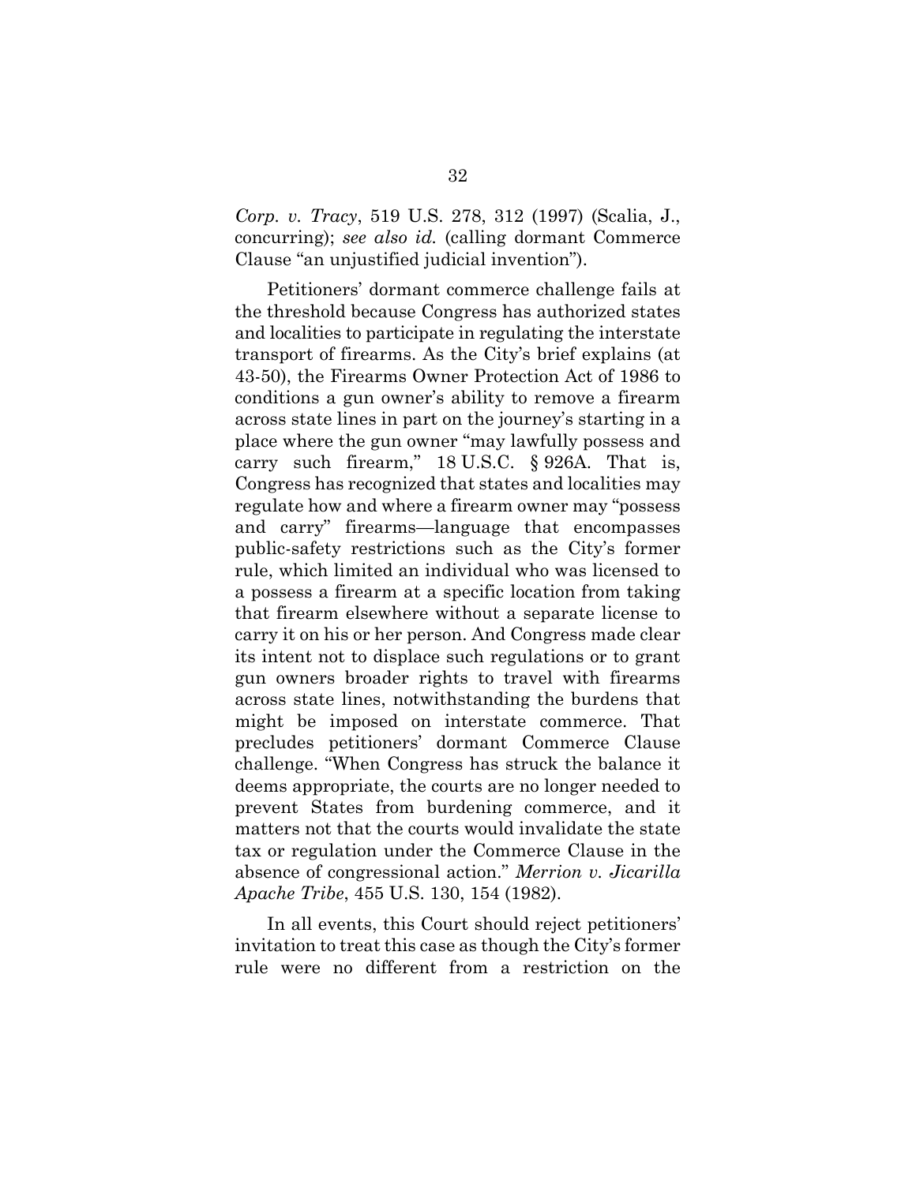*Corp. v. Tracy*, 519 U.S. 278, 312 (1997) (Scalia, J., concurring); *see also id.* (calling dormant Commerce Clause "an unjustified judicial invention").

Petitioners' dormant commerce challenge fails at the threshold because Congress has authorized states and localities to participate in regulating the interstate transport of firearms. As the City's brief explains (at 43-50), the Firearms Owner Protection Act of 1986 to conditions a gun owner's ability to remove a firearm across state lines in part on the journey's starting in a place where the gun owner "may lawfully possess and carry such firearm," 18 U.S.C. § 926A. That is, Congress has recognized that states and localities may regulate how and where a firearm owner may "possess and carry" firearms—language that encompasses public-safety restrictions such as the City's former rule, which limited an individual who was licensed to a possess a firearm at a specific location from taking that firearm elsewhere without a separate license to carry it on his or her person. And Congress made clear its intent not to displace such regulations or to grant gun owners broader rights to travel with firearms across state lines, notwithstanding the burdens that might be imposed on interstate commerce. That precludes petitioners' dormant Commerce Clause challenge. "When Congress has struck the balance it deems appropriate, the courts are no longer needed to prevent States from burdening commerce, and it matters not that the courts would invalidate the state tax or regulation under the Commerce Clause in the absence of congressional action." *Merrion v. Jicarilla Apache Tribe*, 455 U.S. 130, 154 (1982).

In all events, this Court should reject petitioners' invitation to treat this case as though the City's former rule were no different from a restriction on the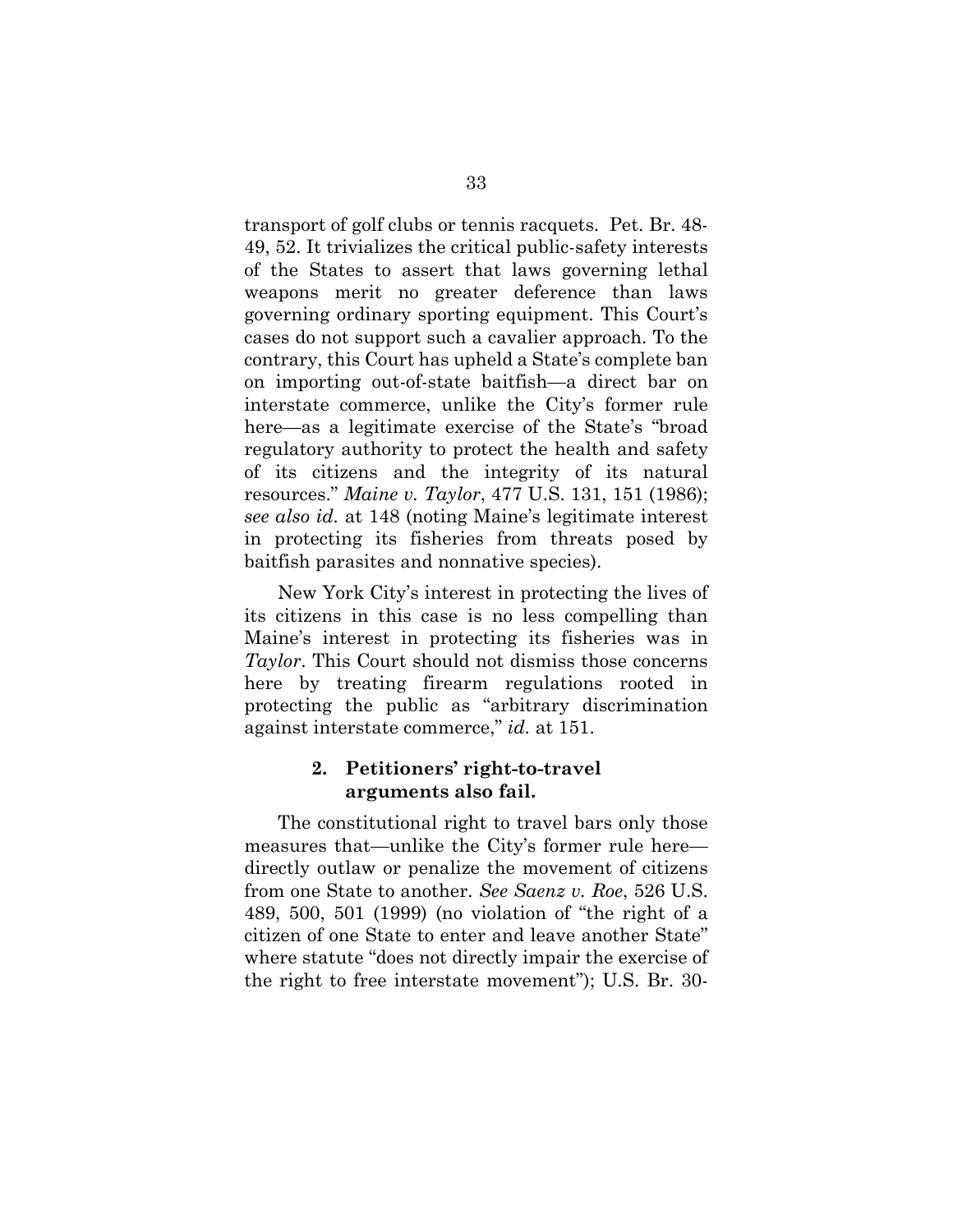transport of golf clubs or tennis racquets. Pet. Br. 48-49, 52. It trivializes the critical public-safety interests of the States to assert that laws governing lethal weapons merit no greater deference than laws governing ordinary sporting equipment. This Court's cases do not support such a cavalier approach. To the contrary, this Court has upheld a State's complete ban on importing out-of-state baitfish—a direct bar on interstate commerce, unlike the City's former rule here—as a legitimate exercise of the State's "broad regulatory authority to protect the health and safety of its citizens and the integrity of its natural resources." *Maine v. Taylor*, 477 U.S. 131, 151 (1986); *see also id.* at 148 (noting Maine's legitimate interest in protecting its fisheries from threats posed by baitfish parasites and nonnative species).

New York City's interest in protecting the lives of its citizens in this case is no less compelling than Maine's interest in protecting its fisheries was in *Taylor*. This Court should not dismiss those concerns here by treating firearm regulations rooted in protecting the public as "arbitrary discrimination against interstate commerce," *id.* at 151.

### 2. Petitioners' right-to-travel arguments also fail.

The constitutional right to travel bars only those measures that—unlike the City's former rule here—directly outlaw or penalize the movement of citizens from one State to another. *See Saenz v. Roe*, 526 U.S. 489, 500, 501 (1999) (no violation of "the right of a citizen of one State to enter and leave another State" where statute "does not directly impair the exercise of the right to free interstate movement"); U.S. Br. 30-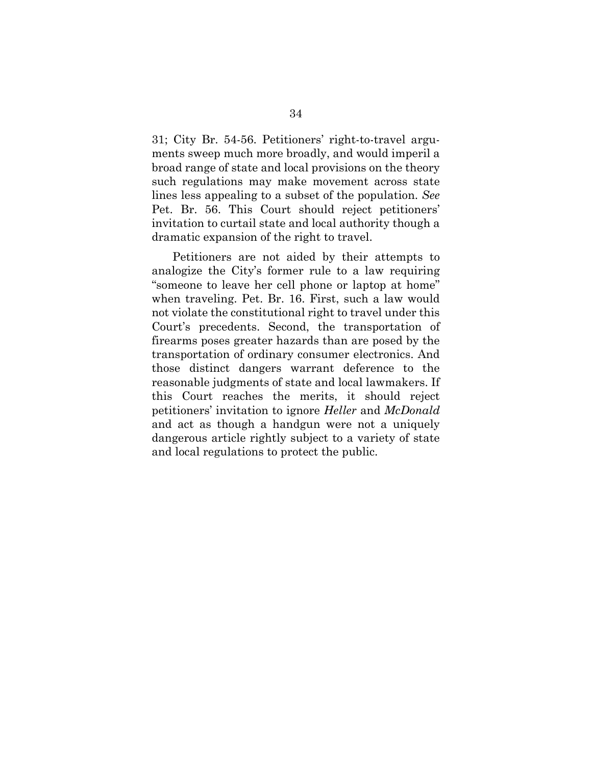31; City Br. 54-56. Petitioners' right-to-travel arguments sweep much more broadly, and would imperil a broad range of state and local provisions on the theory such regulations may make movement across state lines less appealing to a subset of the population. *See* Pet. Br. 56. This Court should reject petitioners' invitation to curtail state and local authority though a dramatic expansion of the right to travel.

Petitioners are not aided by their attempts to analogize the City's former rule to a law requiring "someone to leave her cell phone or laptop at home" when traveling. Pet. Br. 16. First, such a law would not violate the constitutional right to travel under this Court's precedents. Second, the transportation of firearms poses greater hazards than are posed by the transportation of ordinary consumer electronics. And those distinct dangers warrant deference to the reasonable judgments of state and local lawmakers. If this Court reaches the merits, it should reject petitioners' invitation to ignore *Heller* and *McDonald* and act as though a handgun were not a uniquely dangerous article rightly subject to a variety of state and local regulations to protect the public.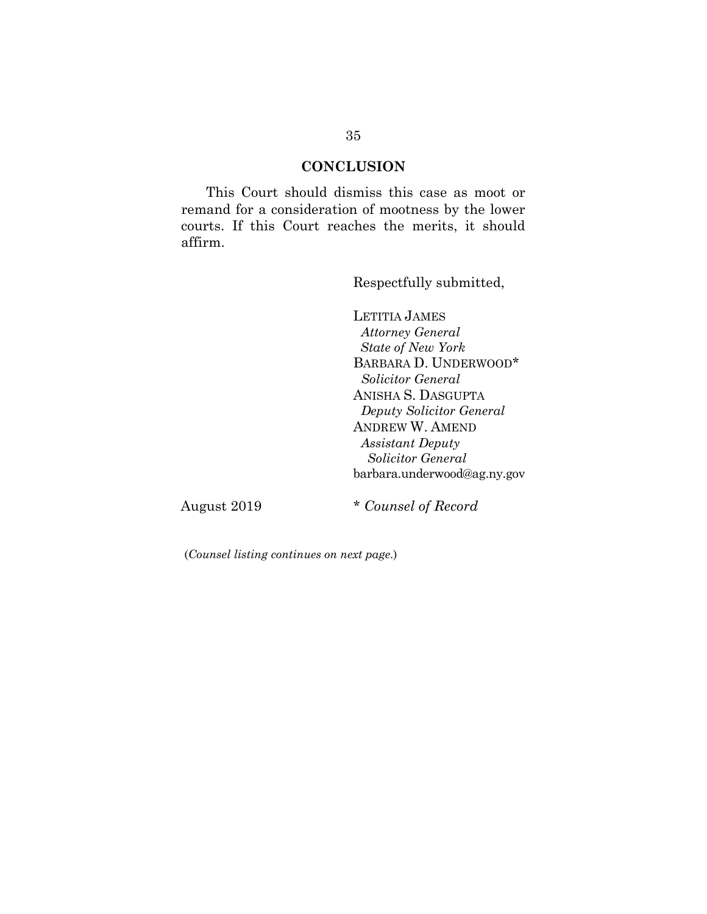## CONCLUSION

This Court should dismiss this case as moot or remand for a consideration of mootness by the lower courts. If this Court reaches the merits, it should affirm.

Respectfully submitted,

LETITIA JAMES
*Attorney General*
*State of New York*
BARBARA D. UNDERWOOD*
*Solicitor General*
ANISHA S. DASGUPTA
*Deputy Solicitor General*
ANDREW W. AMEND
*Assistant Deputy*
*Solicitor General*
barbara.underwood@ag.ny.gov

August 2019

\* *Counsel of Record*

(*Counsel listing continues on next page.*)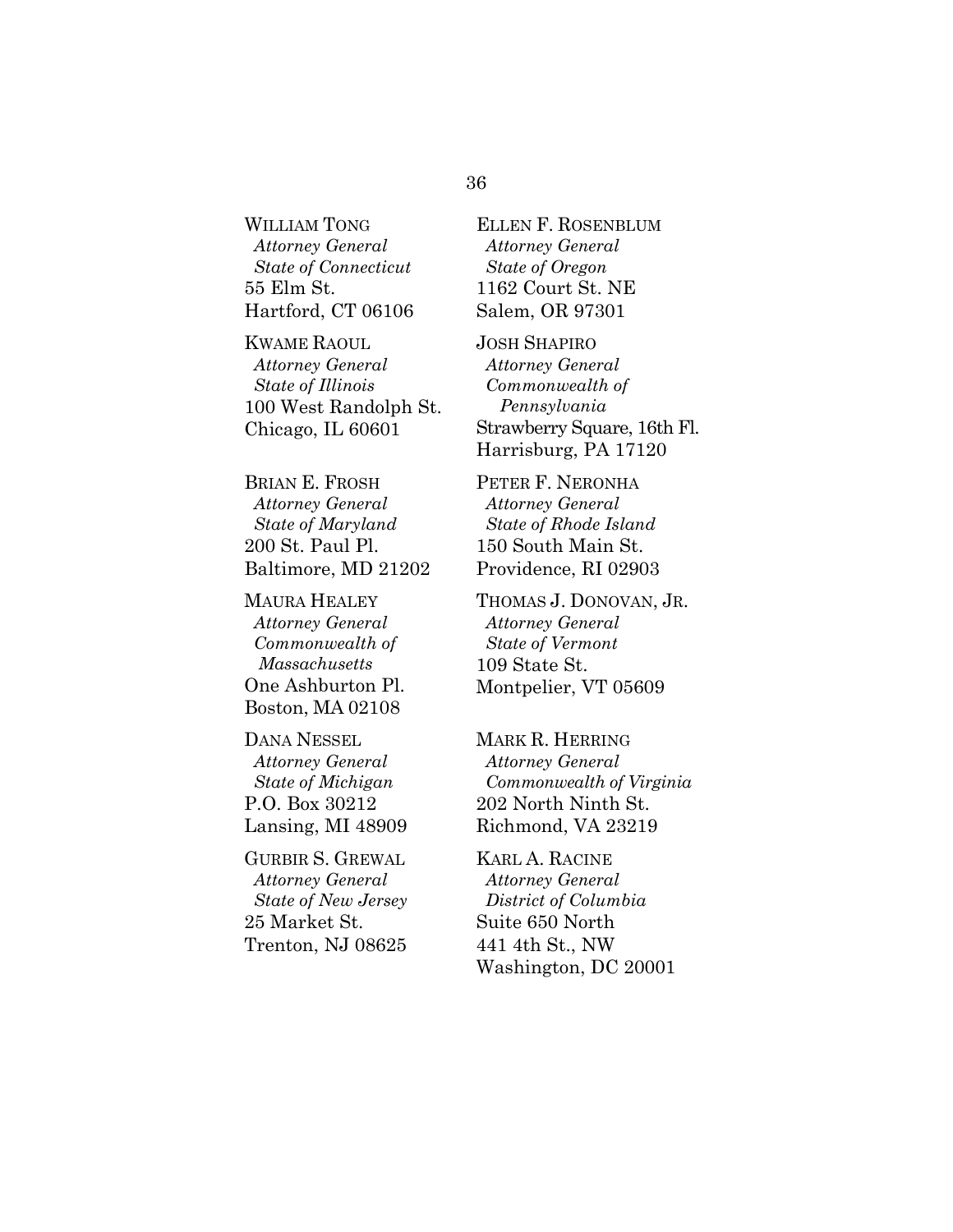WILLIAM TONG
*Attorney General*
*State of Connecticut*
55 Elm St.
Hartford, CT 06106

KWAME RAOUL
*Attorney General*
*State of Illinois*
100 West Randolph St.
Chicago, IL 60601

BRIAN E. FROSH
*Attorney General*
*State of Maryland*
200 St. Paul Pl.
Baltimore, MD 21202

MAURA HEALEY
*Attorney General*
*Commonwealth of Massachusetts*
One Ashburton Pl.
Boston, MA 02108

DANA NESSEL
*Attorney General*
*State of Michigan*
P.O. Box 30212
Lansing, MI 48909

GURBIR S. GREWAL
*Attorney General*
*State of New Jersey*
25 Market St.
Trenton, NJ 08625

ELLEN F. ROSENBLUM
*Attorney General*
*State of Oregon*
1162 Court St. NE
Salem, OR 97301

JOSH SHAPIRO
*Attorney General*
*Commonwealth of Pennsylvania*
Strawberry Square, 16th Fl.
Harrisburg, PA 17120

PETER F. NERONHA
*Attorney General*
*State of Rhode Island*
150 South Main St.
Providence, RI 02903

THOMAS J. DONOVAN, JR.
*Attorney General*
*State of Vermont*
109 State St.
Montpelier, VT 05609

MARK R. HERRING
*Attorney General*
*Commonwealth of Virginia*
202 North Ninth St.
Richmond, VA 23219

KARL A. RACINE
*Attorney General*
*District of Columbia*
Suite 650 North
441 4th St., NW
Washington, DC 20001